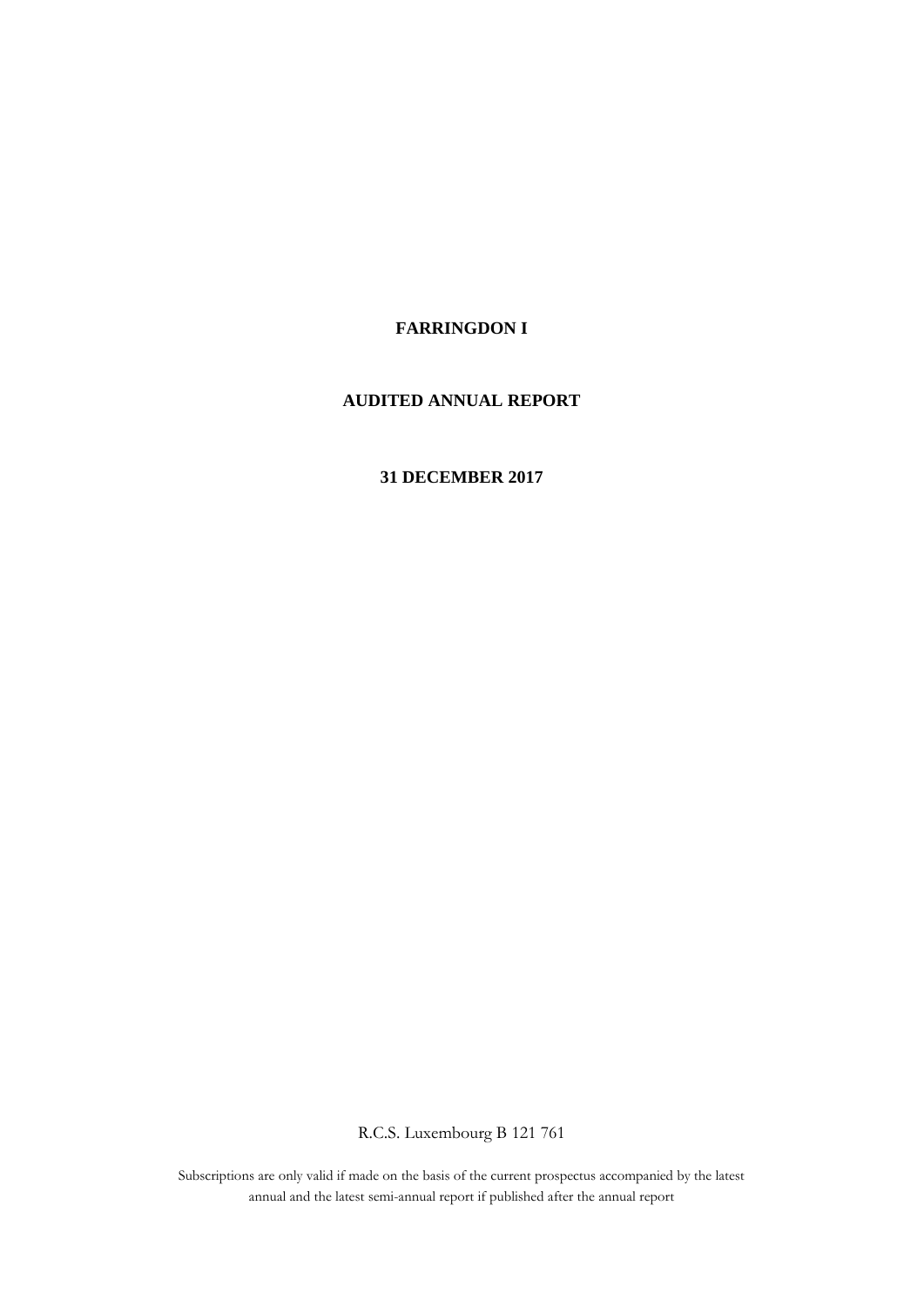# FARRINGDON I

## AUDITED ANNUAL REPORT

## 31 DECEMBER 2017

R.C.S. Luxembourg B 121 761

Subscriptions are only valid if made on the basis of the current prospectus accompanied by the latest annual and the latest semi-annual report if published after the annual report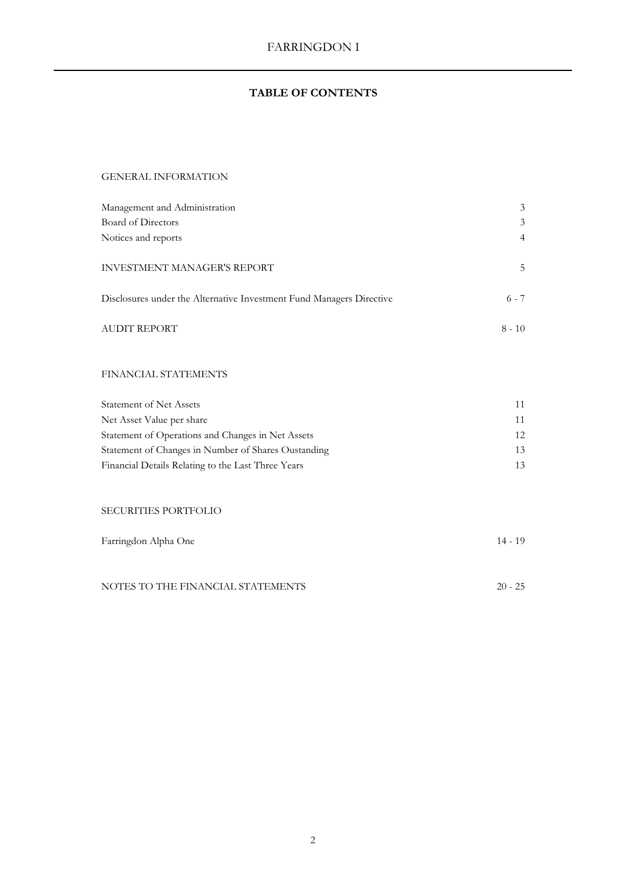# TABLE OF CONTENTS

GENERAL INFORMATION

| | |
|---|---|
| Management and Administration | 3 |
| Board of Directors | 3 |
| Notices and reports | 4 |
| INVESTMENT MANAGER'S REPORT | 5 |
| Disclosures under the Alternative Investment Fund Managers Directive | 6 - 7 |
| AUDIT REPORT | 8 - 10 |

FINANCIAL STATEMENTS

| | |
|---|---|
| Statement of Net Assets | 11 |
| Net Asset Value per share | 11 |
| Statement of Operations and Changes in Net Assets | 12 |
| Statement of Changes in Number of Shares Oustanding | 13 |
| Financial Details Relating to the Last Three Years | 13 |

SECURITIES PORTFOLIO

| | |
|---|---|
| Farringdon Alpha One | 14 - 19 |
| NOTES TO THE FINANCIAL STATEMENTS | 20 - 25 |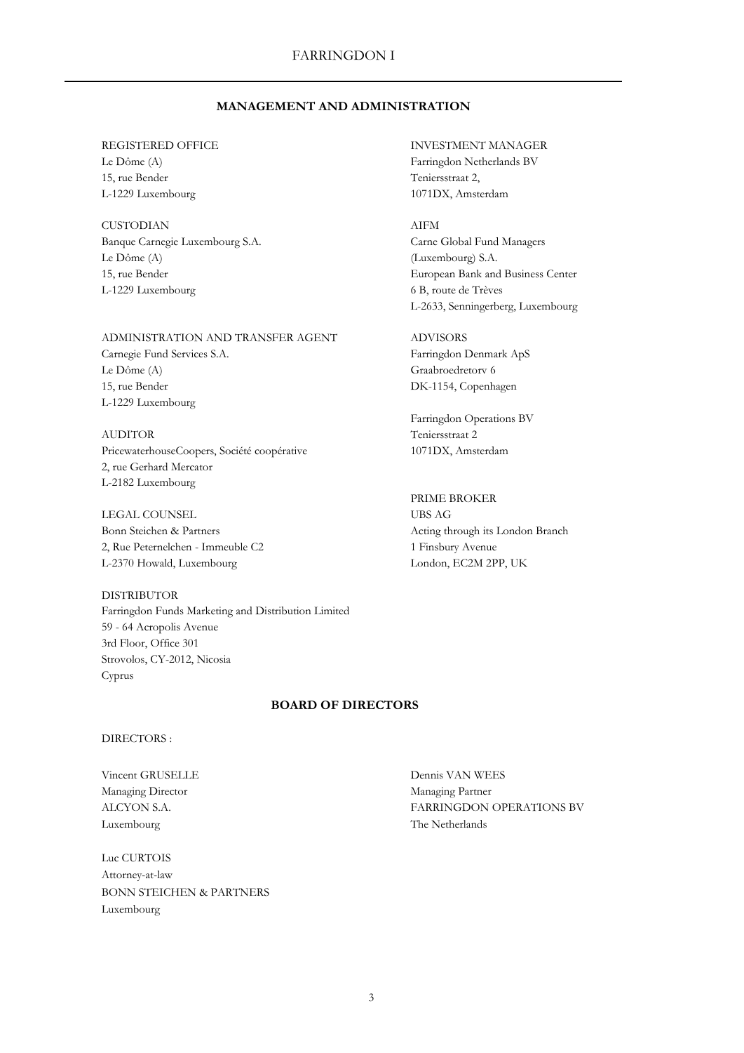## MANAGEMENT AND ADMINISTRATION

REGISTERED OFFICE
Le Dôme (A)
15, rue Bender
L-1229 Luxembourg

CUSTODIAN
Banque Carnegie Luxembourg S.A.
Le Dôme (A)
15, rue Bender
L-1229 Luxembourg

ADMINISTRATION AND TRANSFER AGENT
Carnegie Fund Services S.A.
Le Dôme (A)
15, rue Bender
L-1229 Luxembourg

AUDITOR
PricewaterhouseCoopers, Société coopérative
2, rue Gerhard Mercator
L-2182 Luxembourg

LEGAL COUNSEL
Bonn Steichen & Partners
2, Rue Peternelchen - Immeuble C2
L-2370 Howald, Luxembourg

DISTRIBUTOR
Farringdon Funds Marketing and Distribution Limited
59 - 64 Acropolis Avenue
3rd Floor, Office 301
Strovolos, CY-2012, Nicosia
Cyprus

INVESTMENT MANAGER
Farringdon Netherlands BV
Teniersstraat 2,
1071DX, Amsterdam

AIFM
Carne Global Fund Managers
(Luxembourg) S.A.
European Bank and Business Center
6 B, route de Trèves
L-2633, Senningerberg, Luxembourg

ADVISORS
Farringdon Denmark ApS
Graabroedretorv 6
DK-1154, Copenhagen

Farringdon Operations BV
Teniersstraat 2
1071DX, Amsterdam

PRIME BROKER
UBS AG
Acting through its London Branch
1 Finsbury Avenue
London, EC2M 2PP, UK

## BOARD OF DIRECTORS

DIRECTORS :

Vincent GRUSELLE
Managing Director
ALCYON S.A.
Luxembourg

Luc CURTOIS
Attorney-at-law
BONN STEICHEN & PARTNERS
Luxembourg

Dennis VAN WEES
Managing Partner
FARRINGDON OPERATIONS BV
The Netherlands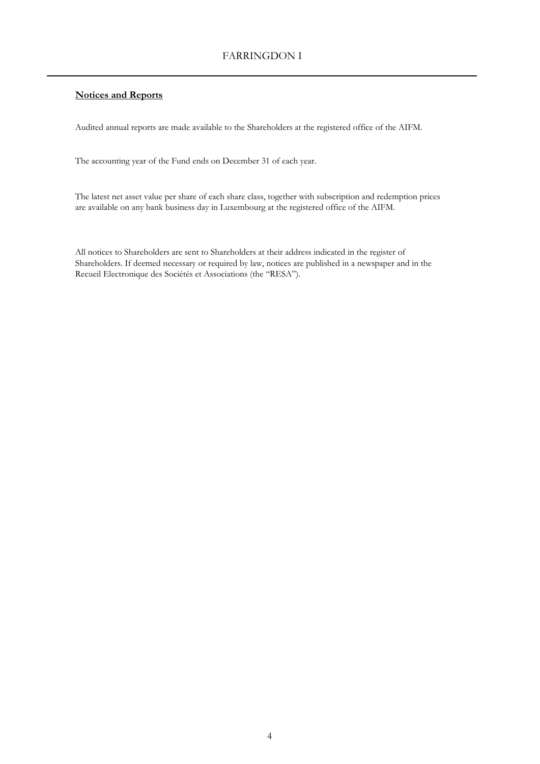## Notices and Reports

Audited annual reports are made available to the Shareholders at the registered office of the AIFM.

The accounting year of the Fund ends on December 31 of each year.

The latest net asset value per share of each share class, together with subscription and redemption prices are available on any bank business day in Luxembourg at the registered office of the AIFM.

All notices to Shareholders are sent to Shareholders at their address indicated in the register of Shareholders. If deemed necessary or required by law, notices are published in a newspaper and in the Recueil Electronique des Sociétés et Associations (the "RESA").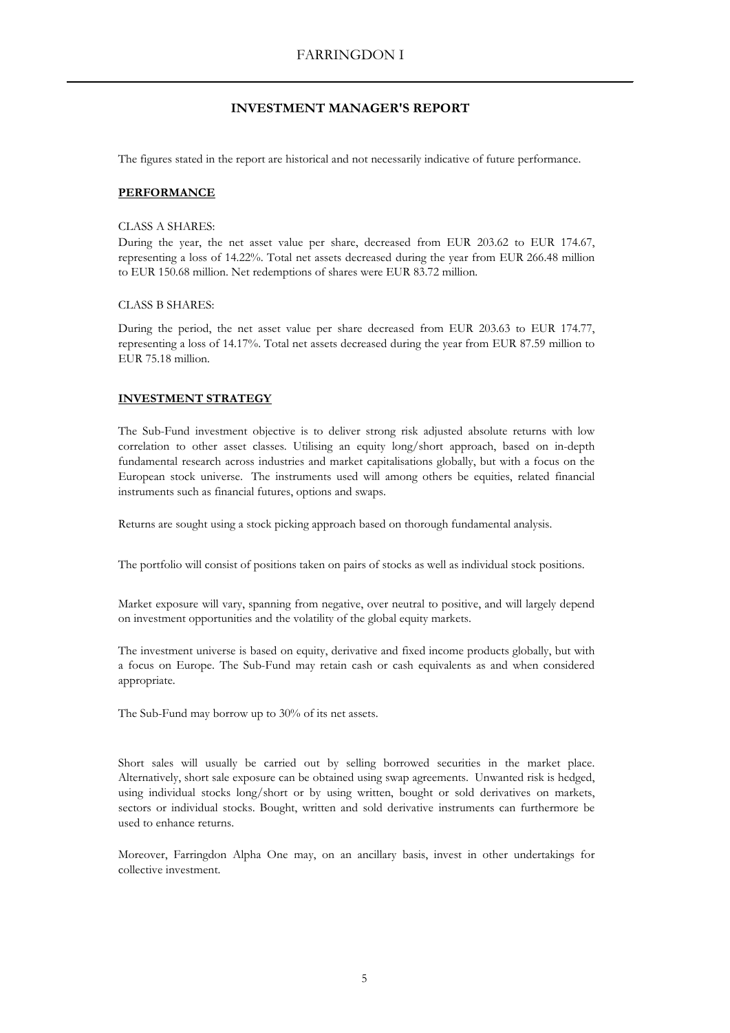# INVESTMENT MANAGER'S REPORT

The figures stated in the report are historical and not necessarily indicative of future performance.

## PERFORMANCE

CLASS A SHARES:

During the year, the net asset value per share, decreased from EUR 203.62 to EUR 174.67, representing a loss of 14.22%. Total net assets decreased during the year from EUR 266.48 million to EUR 150.68 million. Net redemptions of shares were EUR 83.72 million.

CLASS B SHARES:

During the period, the net asset value per share decreased from EUR 203.63 to EUR 174.77, representing a loss of 14.17%. Total net assets decreased during the year from EUR 87.59 million to EUR 75.18 million.

## INVESTMENT STRATEGY

The Sub-Fund investment objective is to deliver strong risk adjusted absolute returns with low correlation to other asset classes. Utilising an equity long/short approach, based on in-depth fundamental research across industries and market capitalisations globally, but with a focus on the European stock universe. The instruments used will among others be equities, related financial instruments such as financial futures, options and swaps.

Returns are sought using a stock picking approach based on thorough fundamental analysis.

The portfolio will consist of positions taken on pairs of stocks as well as individual stock positions.

Market exposure will vary, spanning from negative, over neutral to positive, and will largely depend on investment opportunities and the volatility of the global equity markets.

The investment universe is based on equity, derivative and fixed income products globally, but with a focus on Europe. The Sub-Fund may retain cash or cash equivalents as and when considered appropriate.

The Sub-Fund may borrow up to 30% of its net assets.

Short sales will usually be carried out by selling borrowed securities in the market place. Alternatively, short sale exposure can be obtained using swap agreements. Unwanted risk is hedged, using individual stocks long/short or by using written, bought or sold derivatives on markets, sectors or individual stocks. Bought, written and sold derivative instruments can furthermore be used to enhance returns.

Moreover, Farringdon Alpha One may, on an ancillary basis, invest in other undertakings for collective investment.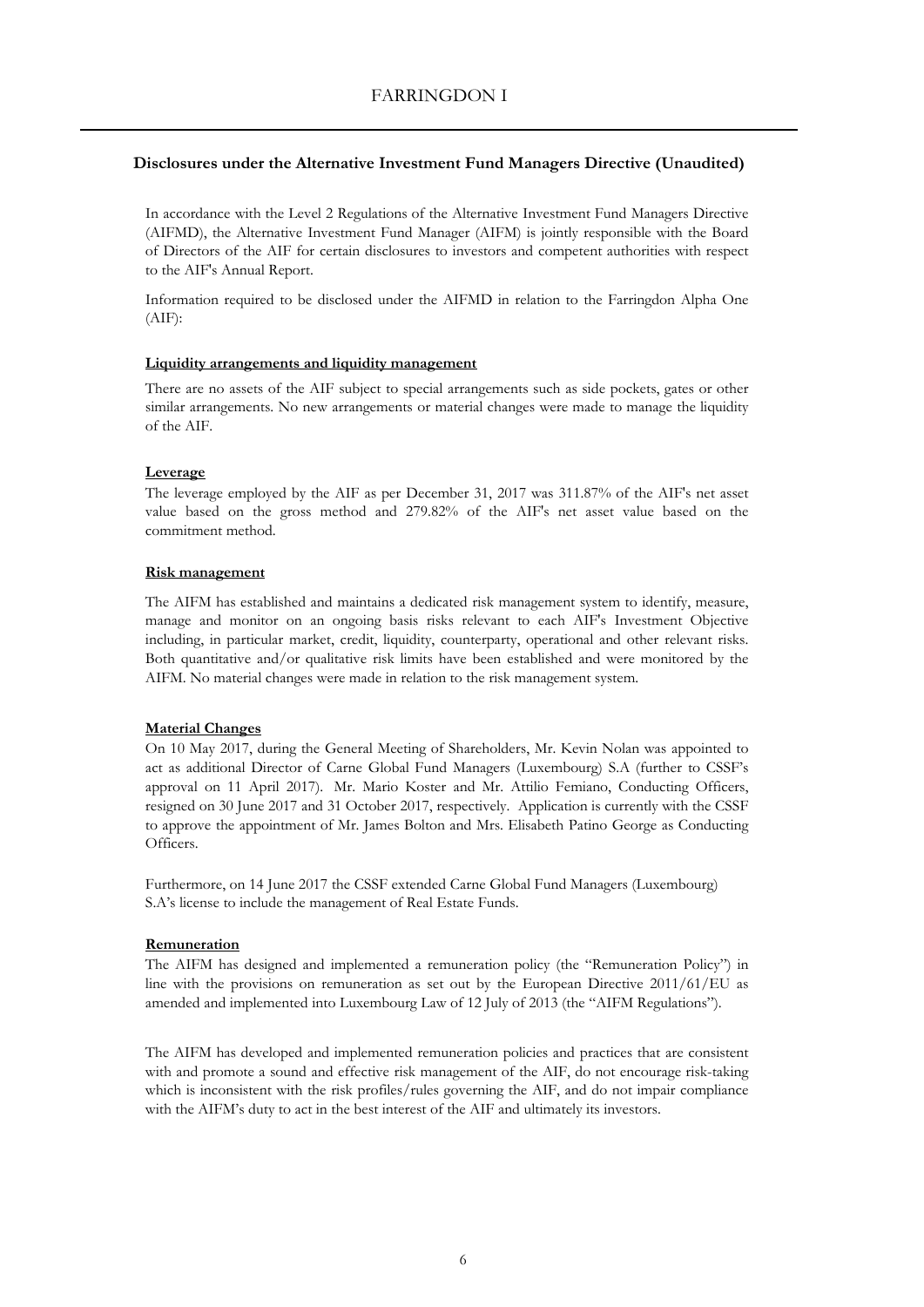## Disclosures under the Alternative Investment Fund Managers Directive (Unaudited)

In accordance with the Level 2 Regulations of the Alternative Investment Fund Managers Directive (AIFMD), the Alternative Investment Fund Manager (AIFM) is jointly responsible with the Board of Directors of the AIF for certain disclosures to investors and competent authorities with respect to the AIF's Annual Report.

Information required to be disclosed under the AIFMD in relation to the Farringdon Alpha One (AIF):

**Liquidity arrangements and liquidity management**

There are no assets of the AIF subject to special arrangements such as side pockets, gates or other similar arrangements. No new arrangements or material changes were made to manage the liquidity of the AIF.

**Leverage**

The leverage employed by the AIF as per December 31, 2017 was 311.87% of the AIF's net asset value based on the gross method and 279.82% of the AIF's net asset value based on the commitment method.

**Risk management**

The AIFM has established and maintains a dedicated risk management system to identify, measure, manage and monitor on an ongoing basis risks relevant to each AIF's Investment Objective including, in particular market, credit, liquidity, counterparty, operational and other relevant risks. Both quantitative and/or qualitative risk limits have been established and were monitored by the AIFM. No material changes were made in relation to the risk management system.

**Material Changes**

On 10 May 2017, during the General Meeting of Shareholders, Mr. Kevin Nolan was appointed to act as additional Director of Carne Global Fund Managers (Luxembourg) S.A (further to CSSF's approval on 11 April 2017). Mr. Mario Koster and Mr. Attilio Femiano, Conducting Officers, resigned on 30 June 2017 and 31 October 2017, respectively. Application is currently with the CSSF to approve the appointment of Mr. James Bolton and Mrs. Elisabeth Patino George as Conducting Officers.

Furthermore, on 14 June 2017 the CSSF extended Carne Global Fund Managers (Luxembourg) S.A's license to include the management of Real Estate Funds.

**Remuneration**

The AIFM has designed and implemented a remuneration policy (the "Remuneration Policy") in line with the provisions on remuneration as set out by the European Directive 2011/61/EU as amended and implemented into Luxembourg Law of 12 July of 2013 (the "AIFM Regulations").

The AIFM has developed and implemented remuneration policies and practices that are consistent with and promote a sound and effective risk management of the AIF, do not encourage risk-taking which is inconsistent with the risk profiles/rules governing the AIF, and do not impair compliance with the AIFM's duty to act in the best interest of the AIF and ultimately its investors.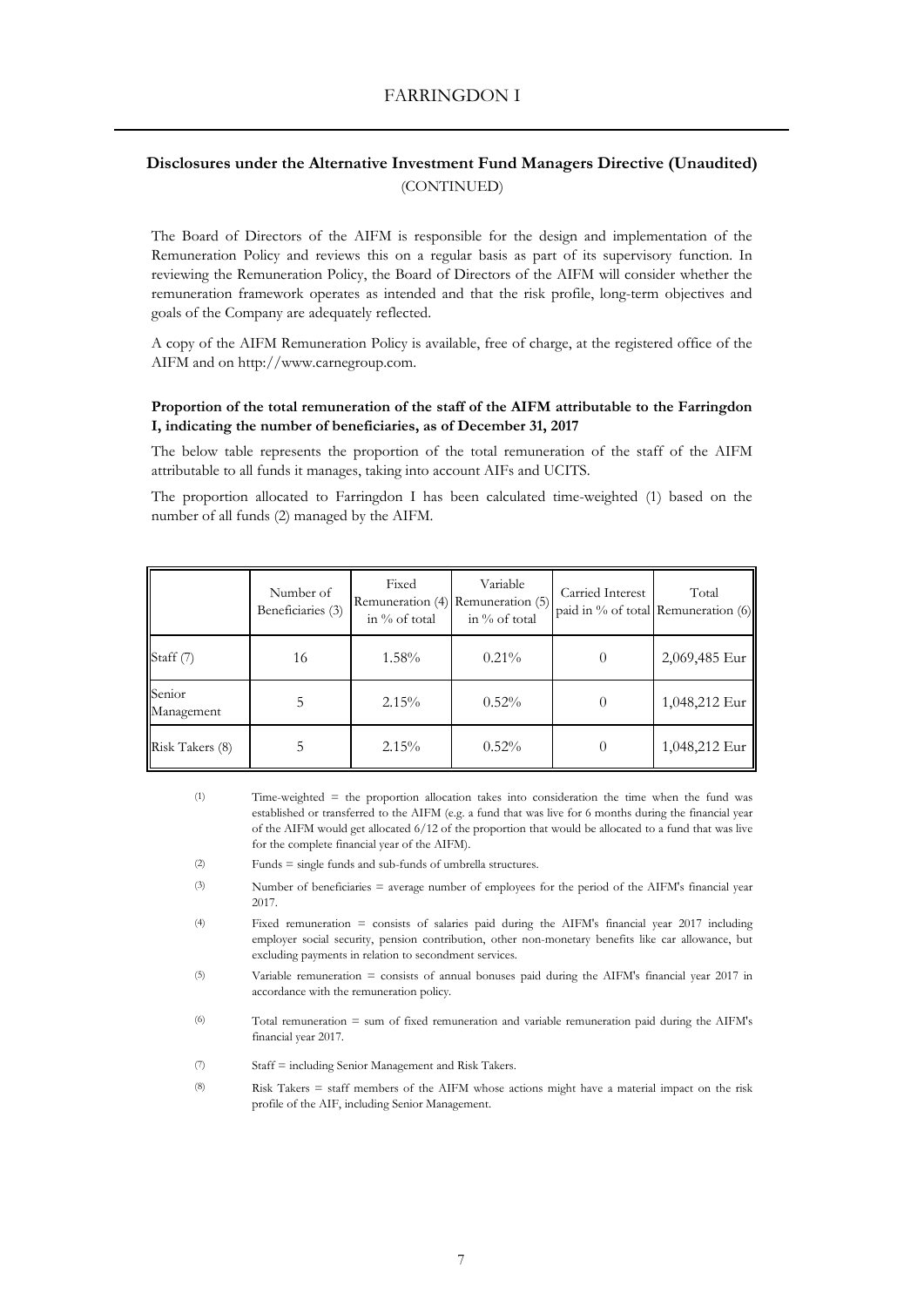## Disclosures under the Alternative Investment Fund Managers Directive (Unaudited)

(CONTINUED)

The Board of Directors of the AIFM is responsible for the design and implementation of the Remuneration Policy and reviews this on a regular basis as part of its supervisory function. In reviewing the Remuneration Policy, the Board of Directors of the AIFM will consider whether the remuneration framework operates as intended and that the risk profile, long-term objectives and goals of the Company are adequately reflected.

A copy of the AIFM Remuneration Policy is available, free of charge, at the registered office of the AIFM and on http://www.carnegroup.com.

**Proportion of the total remuneration of the staff of the AIFM attributable to the Farringdon I, indicating the number of beneficiaries, as of December 31, 2017**

The below table represents the proportion of the total remuneration of the staff of the AIFM attributable to all funds it manages, taking into account AIFs and UCITS.

The proportion allocated to Farringdon I has been calculated time-weighted (1) based on the number of all funds (2) managed by the AIFM.

| | Number of Beneficiaries (3) | Fixed Remuneration (4) in % of total | Variable Remuneration (5) in % of total | Carried Interest paid in % of total | Total Remuneration (6) |
|---|---|---|---|---|---|
| Staff (7) | 16 | 1.58% | 0.21% | 0 | 2,069,485 Eur |
| Senior Management | 5 | 2.15% | 0.52% | 0 | 1,048,212 Eur |
| Risk Takers (8) | 5 | 2.15% | 0.52% | 0 | 1,048,212 Eur |

(1) Time-weighted = the proportion allocation takes into consideration the time when the fund was established or transferred to the AIFM (e.g. a fund that was live for 6 months during the financial year of the AIFM would get allocated 6/12 of the proportion that would be allocated to a fund that was live for the complete financial year of the AIFM).

(2) Funds = single funds and sub-funds of umbrella structures.

(3) Number of beneficiaries = average number of employees for the period of the AIFM's financial year 2017.

(4) Fixed remuneration = consists of salaries paid during the AIFM's financial year 2017 including employer social security, pension contribution, other non-monetary benefits like car allowance, but excluding payments in relation to secondment services.

(5) Variable remuneration = consists of annual bonuses paid during the AIFM's financial year 2017 in accordance with the remuneration policy.

(6) Total remuneration = sum of fixed remuneration and variable remuneration paid during the AIFM's financial year 2017.

(7) Staff = including Senior Management and Risk Takers.

(8) Risk Takers = staff members of the AIFM whose actions might have a material impact on the risk profile of the AIF, including Senior Management.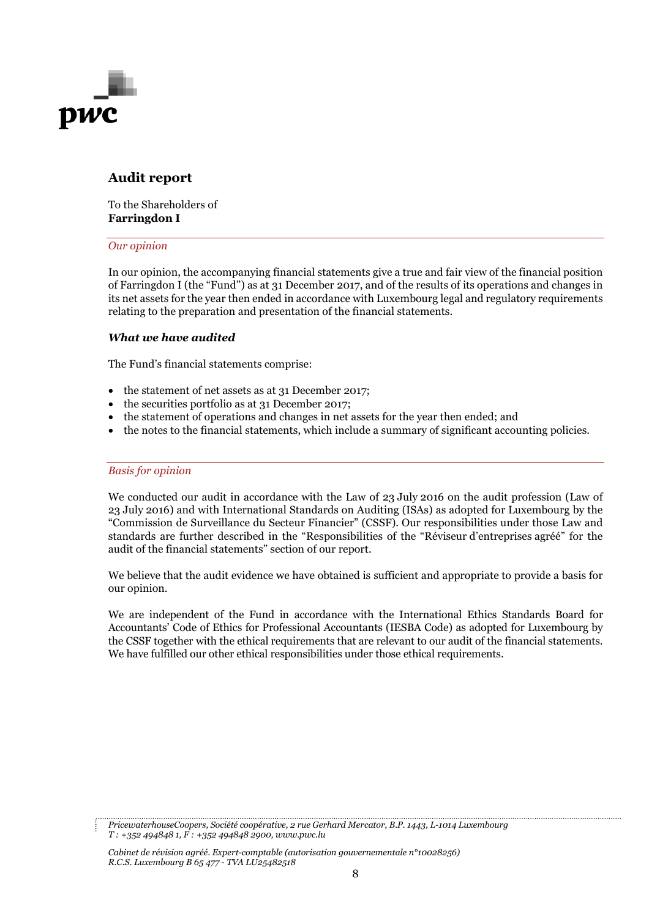# Audit report

To the Shareholders of
**Farringdon I**

## *Our opinion*

In our opinion, the accompanying financial statements give a true and fair view of the financial position of Farringdon I (the "Fund") as at 31 December 2017, and of the results of its operations and changes in its net assets for the year then ended in accordance with Luxembourg legal and regulatory requirements relating to the preparation and presentation of the financial statements.

### ***What we have audited***

The Fund's financial statements comprise:

- the statement of net assets as at 31 December 2017;
- the securities portfolio as at 31 December 2017;
- the statement of operations and changes in net assets for the year then ended; and
- the notes to the financial statements, which include a summary of significant accounting policies.

## *Basis for opinion*

We conducted our audit in accordance with the Law of 23 July 2016 on the audit profession (Law of 23 July 2016) and with International Standards on Auditing (ISAs) as adopted for Luxembourg by the "Commission de Surveillance du Secteur Financier" (CSSF). Our responsibilities under those Law and standards are further described in the "Responsibilities of the "Réviseur d'entreprises agréé" for the audit of the financial statements" section of our report.

We believe that the audit evidence we have obtained is sufficient and appropriate to provide a basis for our opinion.

We are independent of the Fund in accordance with the International Ethics Standards Board for Accountants' Code of Ethics for Professional Accountants (IESBA Code) as adopted for Luxembourg by the CSSF together with the ethical requirements that are relevant to our audit of the financial statements. We have fulfilled our other ethical responsibilities under those ethical requirements.

*PricewaterhouseCoopers, Société coopérative, 2 rue Gerhard Mercator, B.P. 1443, L-1014 Luxembourg*
*T : +352 494848 1, F : +352 494848 2900, www.pwc.lu*

*Cabinet de révision agréé. Expert-comptable (autorisation gouvernementale n°10028256)*
*R.C.S. Luxembourg B 65 477 - TVA LU25482518*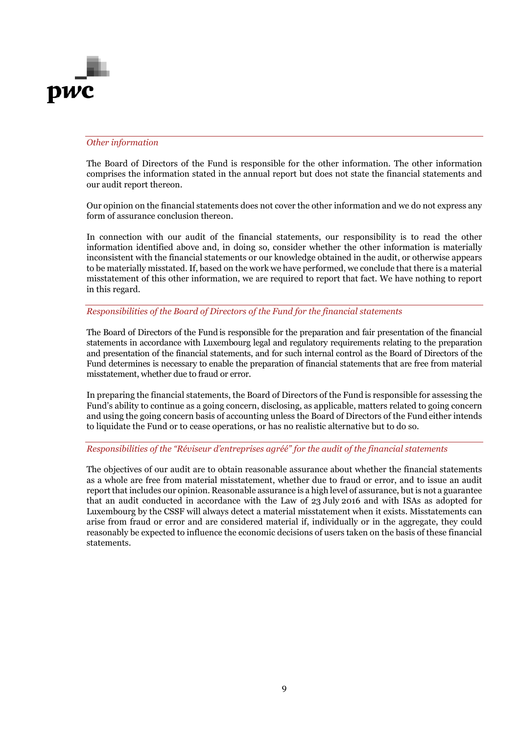*Other information*

The Board of Directors of the Fund is responsible for the other information. The other information comprises the information stated in the annual report but does not state the financial statements and our audit report thereon.

Our opinion on the financial statements does not cover the other information and we do not express any form of assurance conclusion thereon.

In connection with our audit of the financial statements, our responsibility is to read the other information identified above and, in doing so, consider whether the other information is materially inconsistent with the financial statements or our knowledge obtained in the audit, or otherwise appears to be materially misstated. If, based on the work we have performed, we conclude that there is a material misstatement of this other information, we are required to report that fact. We have nothing to report in this regard.

*Responsibilities of the Board of Directors of the Fund for the financial statements*

The Board of Directors of the Fund is responsible for the preparation and fair presentation of the financial statements in accordance with Luxembourg legal and regulatory requirements relating to the preparation and presentation of the financial statements, and for such internal control as the Board of Directors of the Fund determines is necessary to enable the preparation of financial statements that are free from material misstatement, whether due to fraud or error.

In preparing the financial statements, the Board of Directors of the Fund is responsible for assessing the Fund's ability to continue as a going concern, disclosing, as applicable, matters related to going concern and using the going concern basis of accounting unless the Board of Directors of the Fund either intends to liquidate the Fund or to cease operations, or has no realistic alternative but to do so.

*Responsibilities of the "Réviseur d'entreprises agréé" for the audit of the financial statements*

The objectives of our audit are to obtain reasonable assurance about whether the financial statements as a whole are free from material misstatement, whether due to fraud or error, and to issue an audit report that includes our opinion. Reasonable assurance is a high level of assurance, but is not a guarantee that an audit conducted in accordance with the Law of 23 July 2016 and with ISAs as adopted for Luxembourg by the CSSF will always detect a material misstatement when it exists. Misstatements can arise from fraud or error and are considered material if, individually or in the aggregate, they could reasonably be expected to influence the economic decisions of users taken on the basis of these financial statements.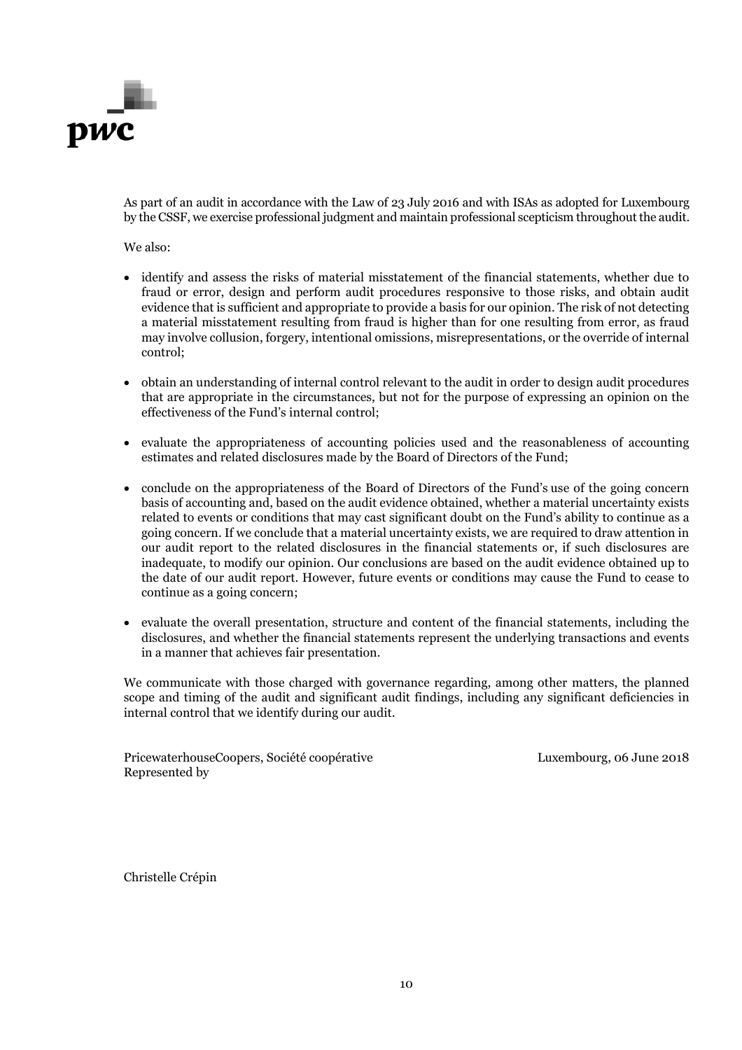As part of an audit in accordance with the Law of 23 July 2016 and with ISAs as adopted for Luxembourg by the CSSF, we exercise professional judgment and maintain professional scepticism throughout the audit.

We also:

- identify and assess the risks of material misstatement of the financial statements, whether due to fraud or error, design and perform audit procedures responsive to those risks, and obtain audit evidence that is sufficient and appropriate to provide a basis for our opinion. The risk of not detecting a material misstatement resulting from fraud is higher than for one resulting from error, as fraud may involve collusion, forgery, intentional omissions, misrepresentations, or the override of internal control;

- obtain an understanding of internal control relevant to the audit in order to design audit procedures that are appropriate in the circumstances, but not for the purpose of expressing an opinion on the effectiveness of the Fund's internal control;

- evaluate the appropriateness of accounting policies used and the reasonableness of accounting estimates and related disclosures made by the Board of Directors of the Fund;

- conclude on the appropriateness of the Board of Directors of the Fund's use of the going concern basis of accounting and, based on the audit evidence obtained, whether a material uncertainty exists related to events or conditions that may cast significant doubt on the Fund's ability to continue as a going concern. If we conclude that a material uncertainty exists, we are required to draw attention in our audit report to the related disclosures in the financial statements or, if such disclosures are inadequate, to modify our opinion. Our conclusions are based on the audit evidence obtained up to the date of our audit report. However, future events or conditions may cause the Fund to cease to continue as a going concern;

- evaluate the overall presentation, structure and content of the financial statements, including the disclosures, and whether the financial statements represent the underlying transactions and events in a manner that achieves fair presentation.

We communicate with those charged with governance regarding, among other matters, the planned scope and timing of the audit and significant audit findings, including any significant deficiencies in internal control that we identify during our audit.

PricewaterhouseCoopers, Société coopérative
Represented by

Luxembourg, 06 June 2018

Christelle Crépin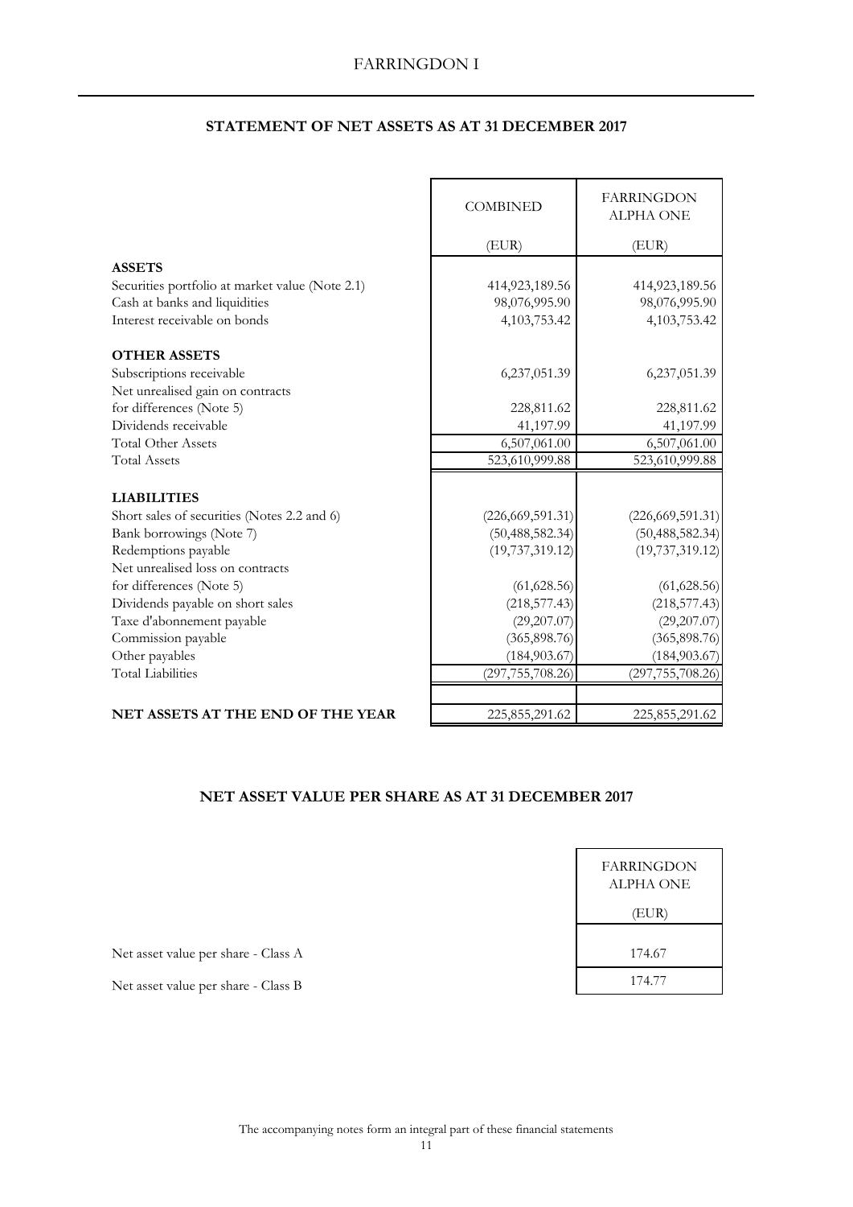# FARRINGDON I

## STATEMENT OF NET ASSETS AS AT 31 DECEMBER 2017

| | COMBINED | FARRINGDON ALPHA ONE |
|---|---|---|
| | (EUR) | (EUR) |
| **ASSETS** | | |
| Securities portfolio at market value (Note 2.1) | 414,923,189.56 | 414,923,189.56 |
| Cash at banks and liquidities | 98,076,995.90 | 98,076,995.90 |
| Interest receivable on bonds | 4,103,753.42 | 4,103,753.42 |
| **OTHER ASSETS** | | |
| Subscriptions receivable | 6,237,051.39 | 6,237,051.39 |
| Net unrealised gain on contracts for differences (Note 5) | 228,811.62 | 228,811.62 |
| Dividends receivable | 41,197.99 | 41,197.99 |
| Total Other Assets | 6,507,061.00 | 6,507,061.00 |
| Total Assets | 523,610,999.88 | 523,610,999.88 |
| **LIABILITIES** | | |
| Short sales of securities (Notes 2.2 and 6) | (226,669,591.31) | (226,669,591.31) |
| Bank borrowings (Note 7) | (50,488,582.34) | (50,488,582.34) |
| Redemptions payable | (19,737,319.12) | (19,737,319.12) |
| Net unrealised loss on contracts for differences (Note 5) | (61,628.56) | (61,628.56) |
| Dividends payable on short sales | (218,577.43) | (218,577.43) |
| Taxe d'abonnement payable | (29,207.07) | (29,207.07) |
| Commission payable | (365,898.76) | (365,898.76) |
| Other payables | (184,903.67) | (184,903.67) |
| Total Liabilities | (297,755,708.26) | (297,755,708.26) |
| **NET ASSETS AT THE END OF THE YEAR** | 225,855,291.62 | 225,855,291.62 |

## NET ASSET VALUE PER SHARE AS AT 31 DECEMBER 2017

| | FARRINGDON ALPHA ONE |
|---|---|
| | (EUR) |
| Net asset value per share - Class A | 174.67 |
| Net asset value per share - Class B | 174.77 |

The accompanying notes form an integral part of these financial statements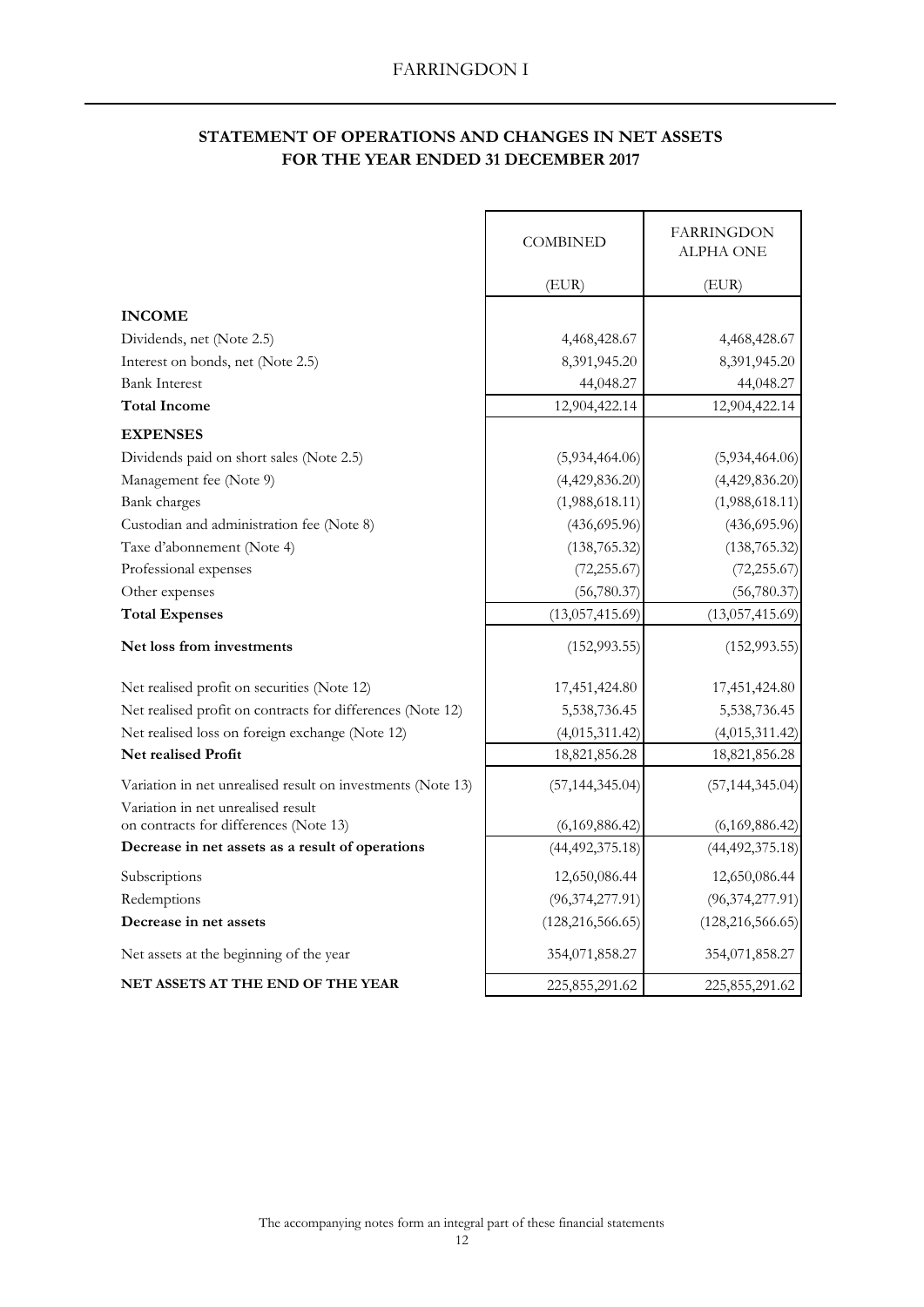## STATEMENT OF OPERATIONS AND CHANGES IN NET ASSETS FOR THE YEAR ENDED 31 DECEMBER 2017

| | COMBINED | FARRINGDON ALPHA ONE |
|---|---|---|
| | (EUR) | (EUR) |
| **INCOME** | | |
| Dividends, net (Note 2.5) | 4,468,428.67 | 4,468,428.67 |
| Interest on bonds, net (Note 2.5) | 8,391,945.20 | 8,391,945.20 |
| Bank Interest | 44,048.27 | 44,048.27 |
| **Total Income** | 12,904,422.14 | 12,904,422.14 |
| **EXPENSES** | | |
| Dividends paid on short sales (Note 2.5) | (5,934,464.06) | (5,934,464.06) |
| Management fee (Note 9) | (4,429,836.20) | (4,429,836.20) |
| Bank charges | (1,988,618.11) | (1,988,618.11) |
| Custodian and administration fee (Note 8) | (436,695.96) | (436,695.96) |
| Taxe d'abonnement (Note 4) | (138,765.32) | (138,765.32) |
| Professional expenses | (72,255.67) | (72,255.67) |
| Other expenses | (56,780.37) | (56,780.37) |
| **Total Expenses** | (13,057,415.69) | (13,057,415.69) |
| **Net loss from investments** | (152,993.55) | (152,993.55) |
| Net realised profit on securities (Note 12) | 17,451,424.80 | 17,451,424.80 |
| Net realised profit on contracts for differences (Note 12) | 5,538,736.45 | 5,538,736.45 |
| Net realised loss on foreign exchange (Note 12) | (4,015,311.42) | (4,015,311.42) |
| **Net realised Profit** | 18,821,856.28 | 18,821,856.28 |
| Variation in net unrealised result on investments (Note 13) | (57,144,345.04) | (57,144,345.04) |
| Variation in net unrealised result on contracts for differences (Note 13) | (6,169,886.42) | (6,169,886.42) |
| **Decrease in net assets as a result of operations** | (44,492,375.18) | (44,492,375.18) |
| Subscriptions | 12,650,086.44 | 12,650,086.44 |
| Redemptions | (96,374,277.91) | (96,374,277.91) |
| **Decrease in net assets** | (128,216,566.65) | (128,216,566.65) |
| Net assets at the beginning of the year | 354,071,858.27 | 354,071,858.27 |
| **NET ASSETS AT THE END OF THE YEAR** | 225,855,291.62 | 225,855,291.62 |

The accompanying notes form an integral part of these financial statements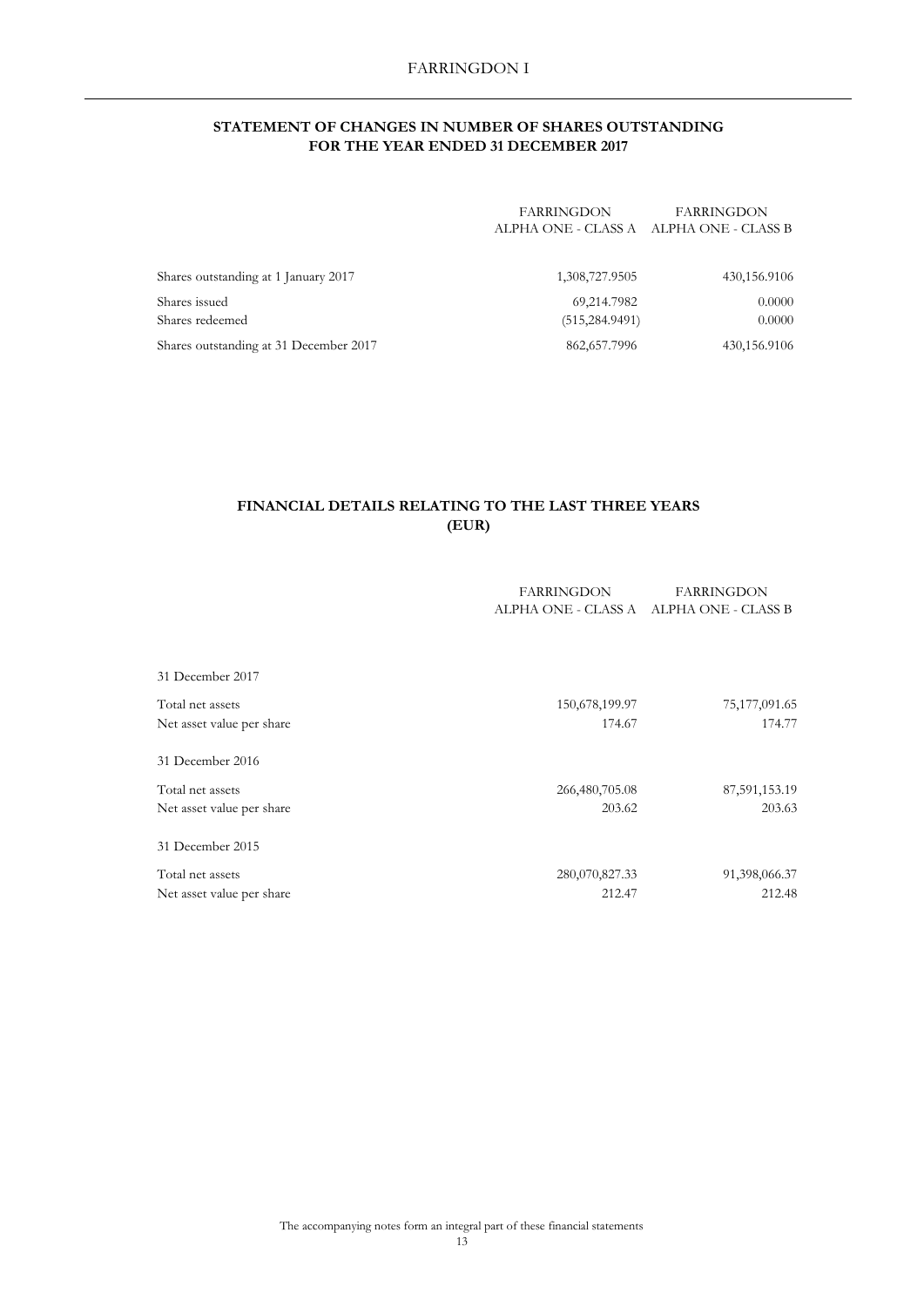## STATEMENT OF CHANGES IN NUMBER OF SHARES OUTSTANDING FOR THE YEAR ENDED 31 DECEMBER 2017

| | FARRINGDON ALPHA ONE - CLASS A | FARRINGDON ALPHA ONE - CLASS B |
|---|---|---|
| Shares outstanding at 1 January 2017 | 1,308,727.9505 | 430,156.9106 |
| Shares issued | 69,214.7982 | 0.0000 |
| Shares redeemed | (515,284.9491) | 0.0000 |
| Shares outstanding at 31 December 2017 | 862,657.7996 | 430,156.9106 |

## FINANCIAL DETAILS RELATING TO THE LAST THREE YEARS (EUR)

| | FARRINGDON ALPHA ONE - CLASS A | FARRINGDON ALPHA ONE - CLASS B |
|---|---|---|
| 31 December 2017 | | |
| Total net assets | 150,678,199.97 | 75,177,091.65 |
| Net asset value per share | 174.67 | 174.77 |
| 31 December 2016 | | |
| Total net assets | 266,480,705.08 | 87,591,153.19 |
| Net asset value per share | 203.62 | 203.63 |
| 31 December 2015 | | |
| Total net assets | 280,070,827.33 | 91,398,066.37 |
| Net asset value per share | 212.47 | 212.48 |

The accompanying notes form an integral part of these financial statements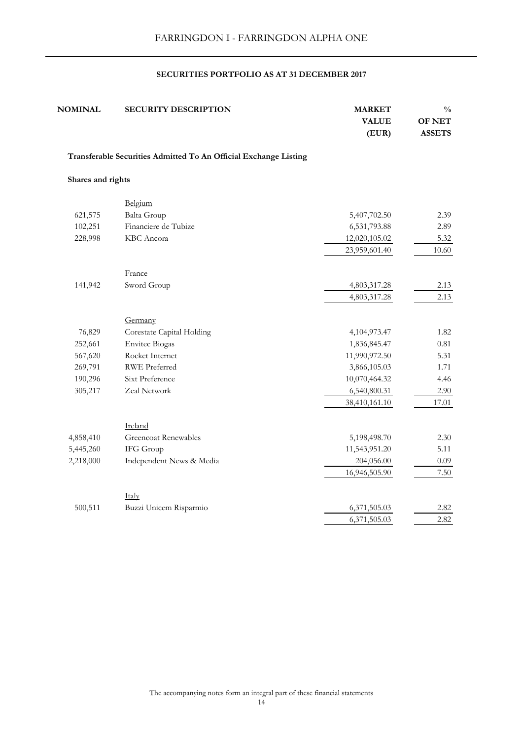# FARRINGDON I - FARRINGDON ALPHA ONE

## SECURITIES PORTFOLIO AS AT 31 DECEMBER 2017

| NOMINAL | SECURITY DESCRIPTION | MARKET VALUE (EUR) | % OF NET ASSETS |
|---|---|---|---|
| | **Transferable Securities Admitted To An Official Exchange Listing** | | |
| | **Shares and rights** | | |
| | Belgium | | |
| 621,575 | Balta Group | 5,407,702.50 | 2.39 |
| 102,251 | Financiere de Tubize | 6,531,793.88 | 2.89 |
| 228,998 | KBC Ancora | 12,020,105.02 | 5.32 |
| | | 23,959,601.40 | 10.60 |
| | France | | |
| 141,942 | Sword Group | 4,803,317.28 | 2.13 |
| | | 4,803,317.28 | 2.13 |
| | Germany | | |
| 76,829 | Corestate Capital Holding | 4,104,973.47 | 1.82 |
| 252,661 | Envitec Biogas | 1,836,845.47 | 0.81 |
| 567,620 | Rocket Internet | 11,990,972.50 | 5.31 |
| 269,791 | RWE Preferred | 3,866,105.03 | 1.71 |
| 190,296 | Sixt Preference | 10,070,464.32 | 4.46 |
| 305,217 | Zeal Network | 6,540,800.31 | 2.90 |
| | | 38,410,161.10 | 17.01 |
| | Ireland | | |
| 4,858,410 | Greencoat Renewables | 5,198,498.70 | 2.30 |
| 5,445,260 | IFG Group | 11,543,951.20 | 5.11 |
| 2,218,000 | Independent News & Media | 204,056.00 | 0.09 |
| | | 16,946,505.90 | 7.50 |
| | Italy | | |
| 500,511 | Buzzi Unicem Risparmio | 6,371,505.03 | 2.82 |
| | | 6,371,505.03 | 2.82 |

The accompanying notes form an integral part of these financial statements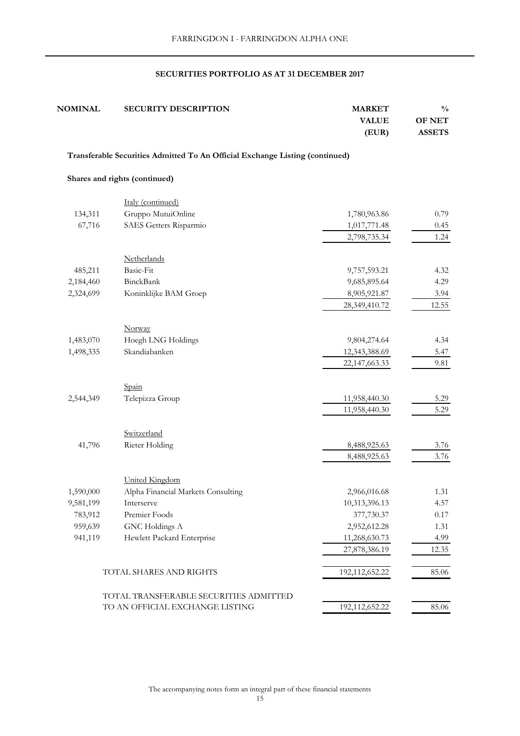## SECURITIES PORTFOLIO AS AT 31 DECEMBER 2017

| NOMINAL | SECURITY DESCRIPTION | MARKET VALUE (EUR) | % OF NET ASSETS |
|---|---|---|---|
| | **Transferable Securities Admitted To An Official Exchange Listing (continued)** | | |
| | **Shares and rights (continued)** | | |
| | Italy (continued) | | |
| 134,311 | Gruppo MutuiOnline | 1,780,963.86 | 0.79 |
| 67,716 | SAES Getters Risparmio | 1,017,771.48 | 0.45 |
| | | 2,798,735.34 | 1.24 |
| | Netherlands | | |
| 485,211 | Basic-Fit | 9,757,593.21 | 4.32 |
| 2,184,460 | BinckBank | 9,685,895.64 | 4.29 |
| 2,324,699 | Koninklijke BAM Groep | 8,905,921.87 | 3.94 |
| | | 28,349,410.72 | 12.55 |
| | Norway | | |
| 1,483,070 | Hoegh LNG Holdings | 9,804,274.64 | 4.34 |
| 1,498,335 | Skandiabanken | 12,343,388.69 | 5.47 |
| | | 22,147,663.33 | 9.81 |
| | Spain | | |
| 2,544,349 | Telepizza Group | 11,958,440.30 | 5.29 |
| | | 11,958,440.30 | 5.29 |
| | Switzerland | | |
| 41,796 | Rieter Holding | 8,488,925.63 | 3.76 |
| | | 8,488,925.63 | 3.76 |
| | United Kingdom | | |
| 1,590,000 | Alpha Financial Markets Consulting | 2,966,016.68 | 1.31 |
| 9,581,199 | Interserve | 10,313,396.13 | 4.57 |
| 783,912 | Premier Foods | 377,730.37 | 0.17 |
| 959,639 | GNC Holdings A | 2,952,612.28 | 1.31 |
| 941,119 | Hewlett Packard Enterprise | 11,268,630.73 | 4.99 |
| | | 27,878,386.19 | 12.35 |
| | TOTAL SHARES AND RIGHTS | 192,112,652.22 | 85.06 |
| | TOTAL TRANSFERABLE SECURITIES ADMITTED TO AN OFFICIAL EXCHANGE LISTING | 192,112,652.22 | 85.06 |

The accompanying notes form an integral part of these financial statements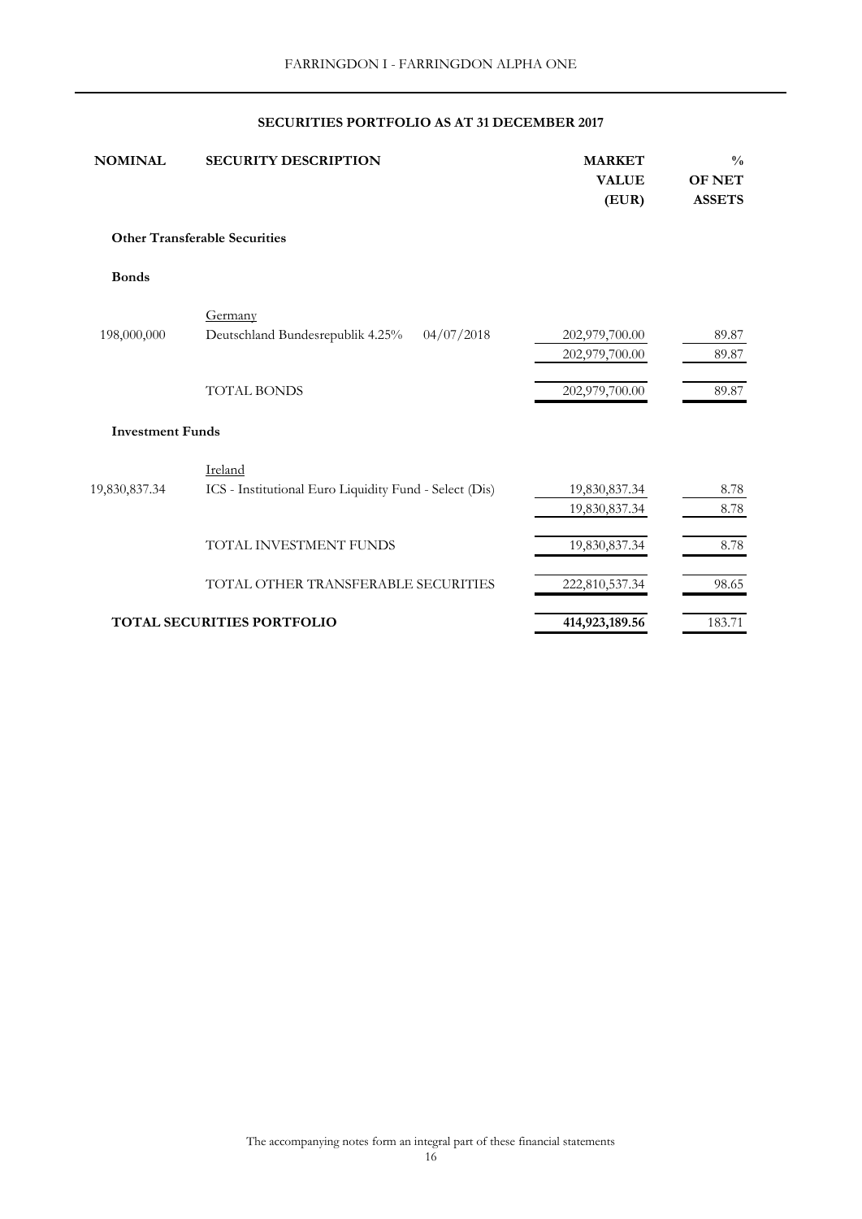## SECURITIES PORTFOLIO AS AT 31 DECEMBER 2017

| NOMINAL | SECURITY DESCRIPTION | MARKET VALUE (EUR) | % OF NET ASSETS |
|---|---|---|---|
| | **Other Transferable Securities** | | |
| | **Bonds** | | |
| | Germany | | |
| 198,000,000 | Deutschland Bundesrepublik 4.25% 04/07/2018 | 202,979,700.00 | 89.87 |
| | | 202,979,700.00 | 89.87 |
| | TOTAL BONDS | 202,979,700.00 | 89.87 |
| | **Investment Funds** | | |
| | Ireland | | |
| 19,830,837.34 | ICS - Institutional Euro Liquidity Fund - Select (Dis) | 19,830,837.34 | 8.78 |
| | | 19,830,837.34 | 8.78 |
| | TOTAL INVESTMENT FUNDS | 19,830,837.34 | 8.78 |
| | TOTAL OTHER TRANSFERABLE SECURITIES | 222,810,537.34 | 98.65 |
| | **TOTAL SECURITIES PORTFOLIO** | **414,923,189.56** | 183.71 |

The accompanying notes form an integral part of these financial statements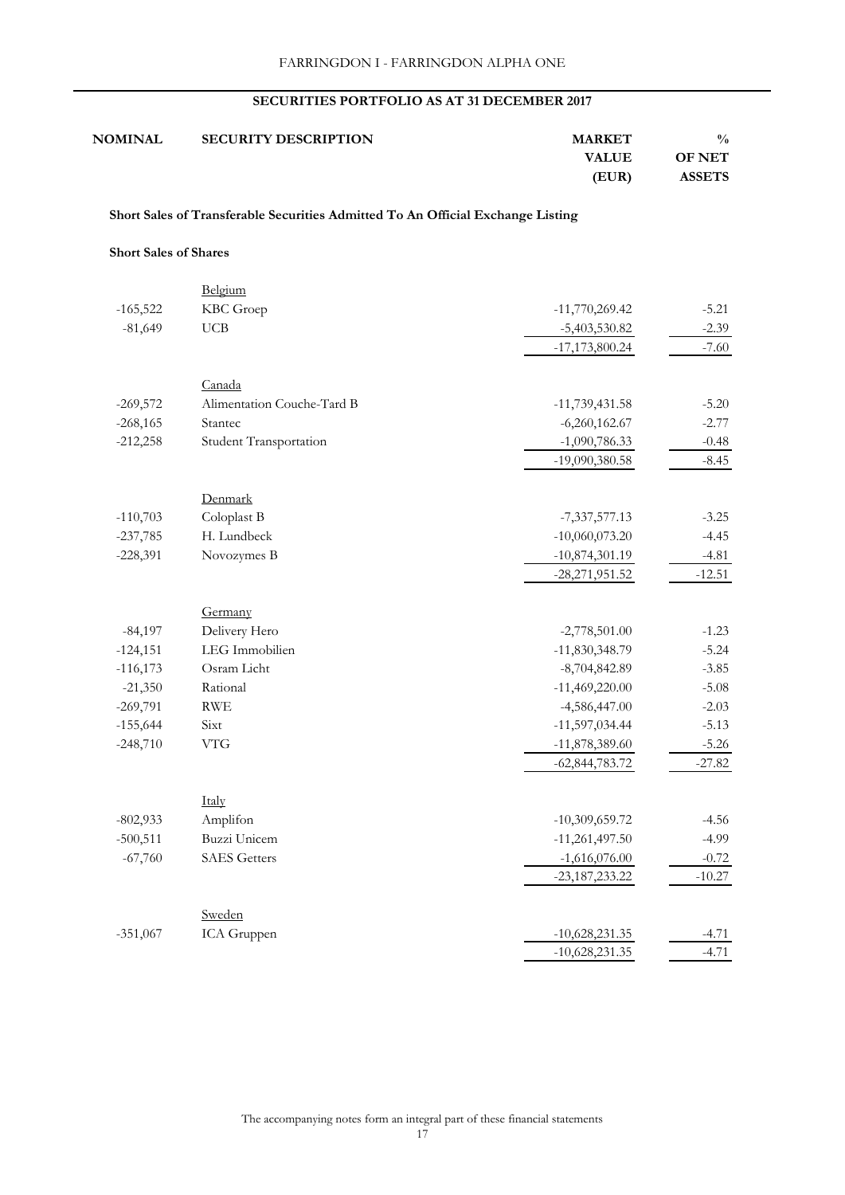## SECURITIES PORTFOLIO AS AT 31 DECEMBER 2017

| NOMINAL | SECURITY DESCRIPTION | MARKET VALUE (EUR) | % OF NET ASSETS |
|---|---|---|---|
| | **Short Sales of Transferable Securities Admitted To An Official Exchange Listing** | | |
| | **Short Sales of Shares** | | |
| | Belgium | | |
| -165,522 | KBC Groep | -11,770,269.42 | -5.21 |
| -81,649 | UCB | -5,403,530.82 | -2.39 |
| | | -17,173,800.24 | -7.60 |
| | Canada | | |
| -269,572 | Alimentation Couche-Tard B | -11,739,431.58 | -5.20 |
| -268,165 | Stantec | -6,260,162.67 | -2.77 |
| -212,258 | Student Transportation | -1,090,786.33 | -0.48 |
| | | -19,090,380.58 | -8.45 |
| | Denmark | | |
| -110,703 | Coloplast B | -7,337,577.13 | -3.25 |
| -237,785 | H. Lundbeck | -10,060,073.20 | -4.45 |
| -228,391 | Novozymes B | -10,874,301.19 | -4.81 |
| | | -28,271,951.52 | -12.51 |
| | Germany | | |
| -84,197 | Delivery Hero | -2,778,501.00 | -1.23 |
| -124,151 | LEG Immobilien | -11,830,348.79 | -5.24 |
| -116,173 | Osram Licht | -8,704,842.89 | -3.85 |
| -21,350 | Rational | -11,469,220.00 | -5.08 |
| -269,791 | RWE | -4,586,447.00 | -2.03 |
| -155,644 | Sixt | -11,597,034.44 | -5.13 |
| -248,710 | VTG | -11,878,389.60 | -5.26 |
| | | -62,844,783.72 | -27.82 |
| | Italy | | |
| -802,933 | Amplifon | -10,309,659.72 | -4.56 |
| -500,511 | Buzzi Unicem | -11,261,497.50 | -4.99 |
| -67,760 | SAES Getters | -1,616,076.00 | -0.72 |
| | | -23,187,233.22 | -10.27 |
| | Sweden | | |
| -351,067 | ICA Gruppen | -10,628,231.35 | -4.71 |
| | | -10,628,231.35 | -4.71 |

The accompanying notes form an integral part of these financial statements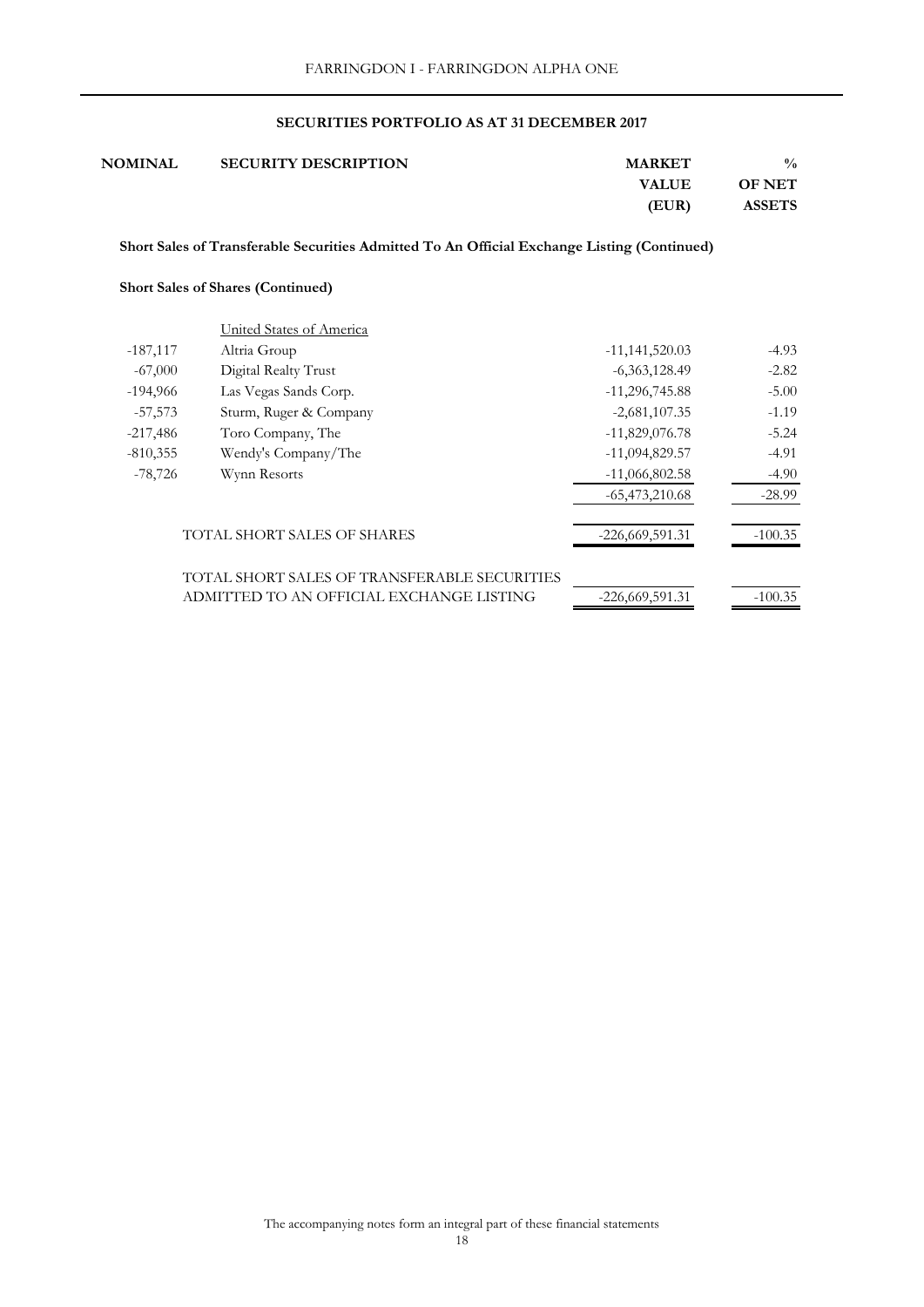## SECURITIES PORTFOLIO AS AT 31 DECEMBER 2017

| NOMINAL | SECURITY DESCRIPTION | MARKET VALUE (EUR) | % OF NET ASSETS |
|---|---|---|---|
| | **Short Sales of Transferable Securities Admitted To An Official Exchange Listing (Continued)** | | |
| | **Short Sales of Shares (Continued)** | | |
| | United States of America | | |
| -187,117 | Altria Group | -11,141,520.03 | -4.93 |
| -67,000 | Digital Realty Trust | -6,363,128.49 | -2.82 |
| -194,966 | Las Vegas Sands Corp. | -11,296,745.88 | -5.00 |
| -57,573 | Sturm, Ruger & Company | -2,681,107.35 | -1.19 |
| -217,486 | Toro Company, The | -11,829,076.78 | -5.24 |
| -810,355 | Wendy's Company/The | -11,094,829.57 | -4.91 |
| -78,726 | Wynn Resorts | -11,066,802.58 | -4.90 |
| | | -65,473,210.68 | -28.99 |
| | TOTAL SHORT SALES OF SHARES | -226,669,591.31 | -100.35 |
| | TOTAL SHORT SALES OF TRANSFERABLE SECURITIES ADMITTED TO AN OFFICIAL EXCHANGE LISTING | -226,669,591.31 | -100.35 |

The accompanying notes form an integral part of these financial statements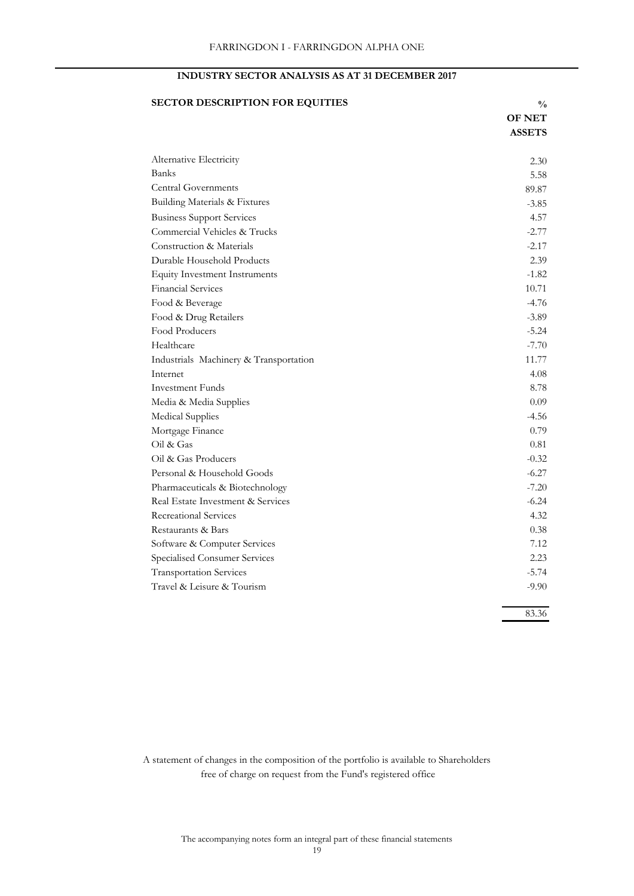## INDUSTRY SECTOR ANALYSIS AS AT 31 DECEMBER 2017

| SECTOR DESCRIPTION FOR EQUITIES | % OF NET ASSETS |
|---|---|
| Alternative Electricity | 2.30 |
| Banks | 5.58 |
| Central Governments | 89.87 |
| Building Materials & Fixtures | -3.85 |
| Business Support Services | 4.57 |
| Commercial Vehicles & Trucks | -2.77 |
| Construction & Materials | -2.17 |
| Durable Household Products | 2.39 |
| Equity Investment Instruments | -1.82 |
| Financial Services | 10.71 |
| Food & Beverage | -4.76 |
| Food & Drug Retailers | -3.89 |
| Food Producers | -5.24 |
| Healthcare | -7.70 |
| Industrials Machinery & Transportation | 11.77 |
| Internet | 4.08 |
| Investment Funds | 8.78 |
| Media & Media Supplies | 0.09 |
| Medical Supplies | -4.56 |
| Mortgage Finance | 0.79 |
| Oil & Gas | 0.81 |
| Oil & Gas Producers | -0.32 |
| Personal & Household Goods | -6.27 |
| Pharmaceuticals & Biotechnology | -7.20 |
| Real Estate Investment & Services | -6.24 |
| Recreational Services | 4.32 |
| Restaurants & Bars | 0.38 |
| Software & Computer Services | 7.12 |
| Specialised Consumer Services | 2.23 |
| Transportation Services | -5.74 |
| Travel & Leisure & Tourism | -9.90 |
| | 83.36 |

A statement of changes in the composition of the portfolio is available to Shareholders free of charge on request from the Fund's registered office

The accompanying notes form an integral part of these financial statements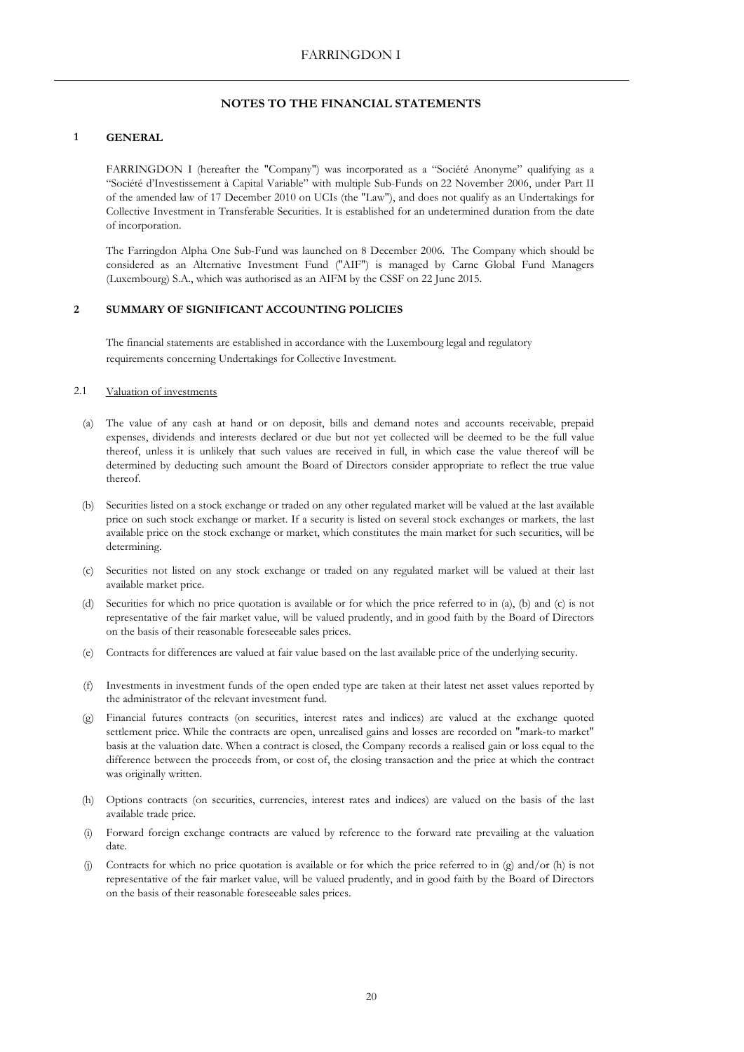## NOTES TO THE FINANCIAL STATEMENTS

### 1 GENERAL

FARRINGDON I (hereafter the "Company") was incorporated as a "Société Anonyme" qualifying as a "Société d'Investissement à Capital Variable" with multiple Sub-Funds on 22 November 2006, under Part II of the amended law of 17 December 2010 on UCIs (the "Law"), and does not qualify as an Undertakings for Collective Investment in Transferable Securities. It is established for an undetermined duration from the date of incorporation.

The Farringdon Alpha One Sub-Fund was launched on 8 December 2006. The Company which should be considered as an Alternative Investment Fund ("AIF") is managed by Carne Global Fund Managers (Luxembourg) S.A., which was authorised as an AIFM by the CSSF on 22 June 2015.

### 2 SUMMARY OF SIGNIFICANT ACCOUNTING POLICIES

The financial statements are established in accordance with the Luxembourg legal and regulatory requirements concerning Undertakings for Collective Investment.

#### 2.1 Valuation of investments

(a) The value of any cash at hand or on deposit, bills and demand notes and accounts receivable, prepaid expenses, dividends and interests declared or due but not yet collected will be deemed to be the full value thereof, unless it is unlikely that such values are received in full, in which case the value thereof will be determined by deducting such amount the Board of Directors consider appropriate to reflect the true value thereof.

(b) Securities listed on a stock exchange or traded on any other regulated market will be valued at the last available price on such stock exchange or market. If a security is listed on several stock exchanges or markets, the last available price on the stock exchange or market, which constitutes the main market for such securities, will be determining.

(c) Securities not listed on any stock exchange or traded on any regulated market will be valued at their last available market price.

(d) Securities for which no price quotation is available or for which the price referred to in (a), (b) and (c) is not representative of the fair market value, will be valued prudently, and in good faith by the Board of Directors on the basis of their reasonable foreseeable sales prices.

(e) Contracts for differences are valued at fair value based on the last available price of the underlying security.

(f) Investments in investment funds of the open ended type are taken at their latest net asset values reported by the administrator of the relevant investment fund.

(g) Financial futures contracts (on securities, interest rates and indices) are valued at the exchange quoted settlement price. While the contracts are open, unrealised gains and losses are recorded on "mark-to market" basis at the valuation date. When a contract is closed, the Company records a realised gain or loss equal to the difference between the proceeds from, or cost of, the closing transaction and the price at which the contract was originally written.

(h) Options contracts (on securities, currencies, interest rates and indices) are valued on the basis of the last available trade price.

(i) Forward foreign exchange contracts are valued by reference to the forward rate prevailing at the valuation date.

(j) Contracts for which no price quotation is available or for which the price referred to in (g) and/or (h) is not representative of the fair market value, will be valued prudently, and in good faith by the Board of Directors on the basis of their reasonable foreseeable sales prices.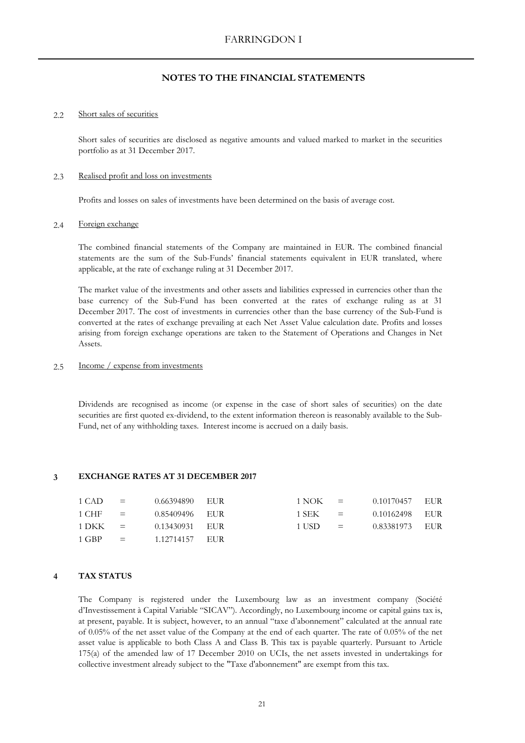## NOTES TO THE FINANCIAL STATEMENTS

### 2.2 Short sales of securities

Short sales of securities are disclosed as negative amounts and valued marked to market in the securities portfolio as at 31 December 2017.

### 2.3 Realised profit and loss on investments

Profits and losses on sales of investments have been determined on the basis of average cost.

### 2.4 Foreign exchange

The combined financial statements of the Company are maintained in EUR. The combined financial statements are the sum of the Sub-Funds' financial statements equivalent in EUR translated, where applicable, at the rate of exchange ruling at 31 December 2017.

The market value of the investments and other assets and liabilities expressed in currencies other than the base currency of the Sub-Fund has been converted at the rates of exchange ruling as at 31 December 2017. The cost of investments in currencies other than the base currency of the Sub-Fund is converted at the rates of exchange prevailing at each Net Asset Value calculation date. Profits and losses arising from foreign exchange operations are taken to the Statement of Operations and Changes in Net Assets.

### 2.5 Income / expense from investments

Dividends are recognised as income (or expense in the case of short sales of securities) on the date securities are first quoted ex-dividend, to the extent information thereon is reasonably available to the Sub-Fund, net of any withholding taxes. Interest income is accrued on a daily basis.

## 3 EXCHANGE RATES AT 31 DECEMBER 2017

| | | | | | | | |
|---|---|---|---|---|---|---|---|
| 1 CAD | = | 0.66394890 | EUR | 1 NOK | = | 0.10170457 | EUR |
| 1 CHF | = | 0.85409496 | EUR | 1 SEK | = | 0.10162498 | EUR |
| 1 DKK | = | 0.13430931 | EUR | 1 USD | = | 0.83381973 | EUR |
| 1 GBP | = | 1.12714157 | EUR | | | | |

## 4 TAX STATUS

The Company is registered under the Luxembourg law as an investment company (Société d'Investissement à Capital Variable "SICAV"). Accordingly, no Luxembourg income or capital gains tax is, at present, payable. It is subject, however, to an annual "taxe d'abonnement" calculated at the annual rate of 0.05% of the net asset value of the Company at the end of each quarter. The rate of 0.05% of the net asset value is applicable to both Class A and Class B. This tax is payable quarterly. Pursuant to Article 175(a) of the amended law of 17 December 2010 on UCIs, the net assets invested in undertakings for collective investment already subject to the "Taxe d'abonnement" are exempt from this tax.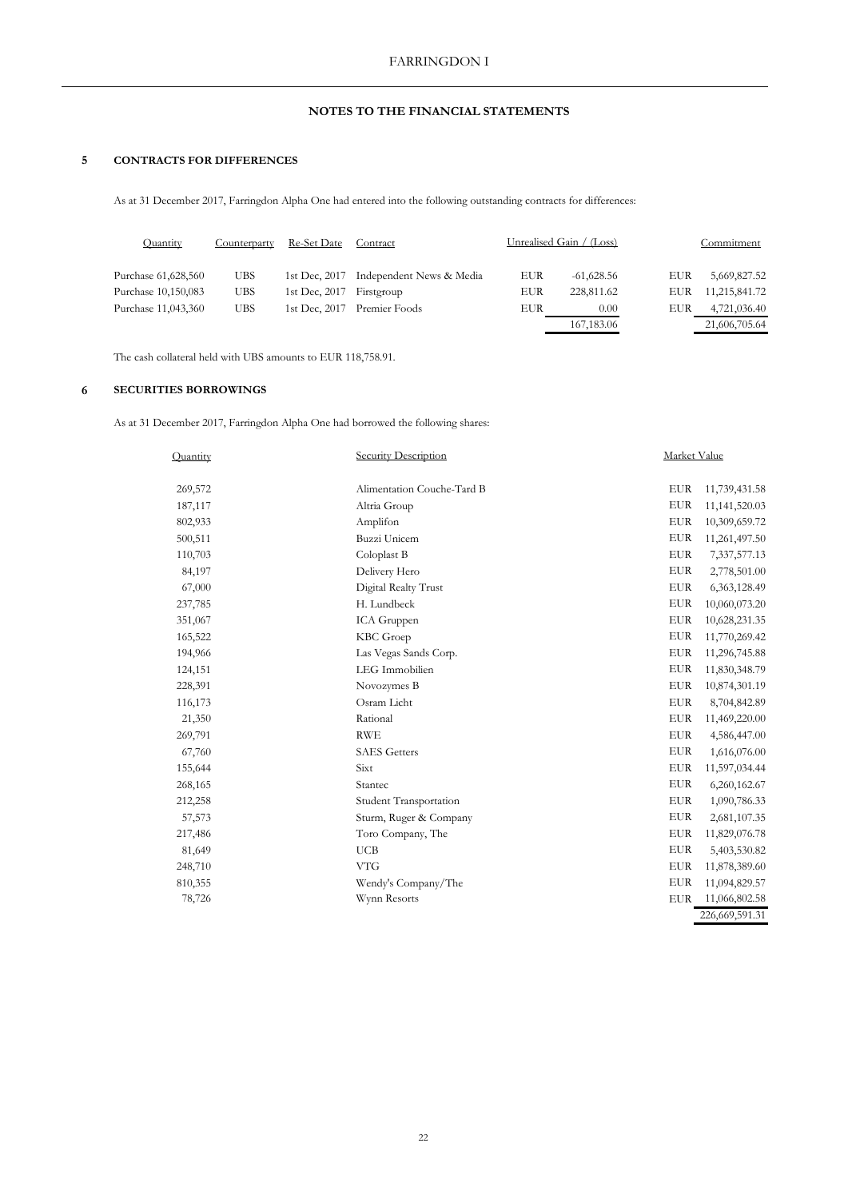## NOTES TO THE FINANCIAL STATEMENTS

### 5 CONTRACTS FOR DIFFERENCES

As at 31 December 2017, Farringdon Alpha One had entered into the following outstanding contracts for differences:

| Quantity | Counterparty | Re-Set Date | Contract | Unrealised Gain / (Loss) | | Commitment | |
|---|---|---|---|---|---|---|---|
| Purchase 61,628,560 | UBS | 1st Dec, 2017 | Independent News & Media | EUR | -61,628.56 | EUR | 5,669,827.52 |
| Purchase 10,150,083 | UBS | 1st Dec, 2017 | Firstgroup | EUR | 228,811.62 | EUR | 11,215,841.72 |
| Purchase 11,043,360 | UBS | 1st Dec, 2017 | Premier Foods | EUR | 0.00 | EUR | 4,721,036.40 |
| | | | | | 167,183.06 | | 21,606,705.64 |

The cash collateral held with UBS amounts to EUR 118,758.91.

### 6 SECURITIES BORROWINGS

As at 31 December 2017, Farringdon Alpha One had borrowed the following shares:

| Quantity | Security Description | Market Value | |
|---|---|---|---|
| 269,572 | Alimentation Couche-Tard B | EUR | 11,739,431.58 |
| 187,117 | Altria Group | EUR | 11,141,520.03 |
| 802,933 | Amplifon | EUR | 10,309,659.72 |
| 500,511 | Buzzi Unicem | EUR | 11,261,497.50 |
| 110,703 | Coloplast B | EUR | 7,337,577.13 |
| 84,197 | Delivery Hero | EUR | 2,778,501.00 |
| 67,000 | Digital Realty Trust | EUR | 6,363,128.49 |
| 237,785 | H. Lundbeck | EUR | 10,060,073.20 |
| 351,067 | ICA Gruppen | EUR | 10,628,231.35 |
| 165,522 | KBC Groep | EUR | 11,770,269.42 |
| 194,966 | Las Vegas Sands Corp. | EUR | 11,296,745.88 |
| 124,151 | LEG Immobilien | EUR | 11,830,348.79 |
| 228,391 | Novozymes B | EUR | 10,874,301.19 |
| 116,173 | Osram Licht | EUR | 8,704,842.89 |
| 21,350 | Rational | EUR | 11,469,220.00 |
| 269,791 | RWE | EUR | 4,586,447.00 |
| 67,760 | SAES Getters | EUR | 1,616,076.00 |
| 155,644 | Sixt | EUR | 11,597,034.44 |
| 268,165 | Stantec | EUR | 6,260,162.67 |
| 212,258 | Student Transportation | EUR | 1,090,786.33 |
| 57,573 | Sturm, Ruger & Company | EUR | 2,681,107.35 |
| 217,486 | Toro Company, The | EUR | 11,829,076.78 |
| 81,649 | UCB | EUR | 5,403,530.82 |
| 248,710 | VTG | EUR | 11,878,389.60 |
| 810,355 | Wendy's Company/The | EUR | 11,094,829.57 |
| 78,726 | Wynn Resorts | EUR | 11,066,802.58 |
| | | | 226,669,591.31 |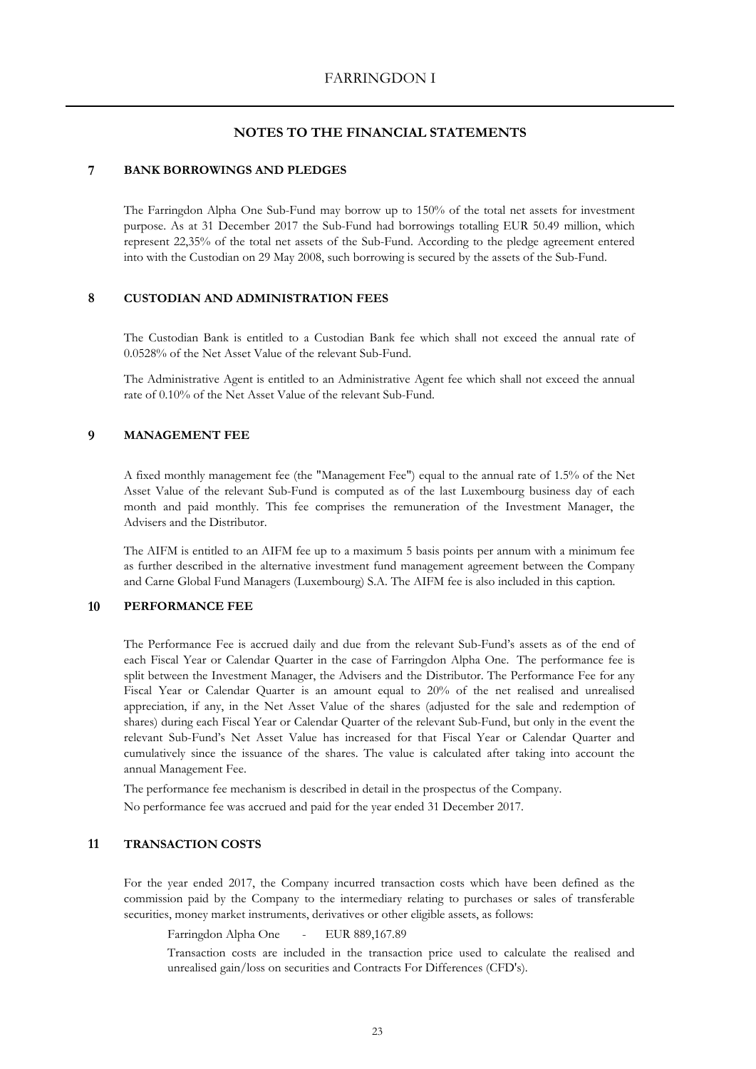## NOTES TO THE FINANCIAL STATEMENTS

### 7 BANK BORROWINGS AND PLEDGES

The Farringdon Alpha One Sub-Fund may borrow up to 150% of the total net assets for investment purpose. As at 31 December 2017 the Sub-Fund had borrowings totalling EUR 50.49 million, which represent 22,35% of the total net assets of the Sub-Fund. According to the pledge agreement entered into with the Custodian on 29 May 2008, such borrowing is secured by the assets of the Sub-Fund.

### 8 CUSTODIAN AND ADMINISTRATION FEES

The Custodian Bank is entitled to a Custodian Bank fee which shall not exceed the annual rate of 0.0528% of the Net Asset Value of the relevant Sub-Fund.

The Administrative Agent is entitled to an Administrative Agent fee which shall not exceed the annual rate of 0.10% of the Net Asset Value of the relevant Sub-Fund.

### 9 MANAGEMENT FEE

A fixed monthly management fee (the "Management Fee") equal to the annual rate of 1.5% of the Net Asset Value of the relevant Sub-Fund is computed as of the last Luxembourg business day of each month and paid monthly. This fee comprises the remuneration of the Investment Manager, the Advisers and the Distributor.

The AIFM is entitled to an AIFM fee up to a maximum 5 basis points per annum with a minimum fee as further described in the alternative investment fund management agreement between the Company and Carne Global Fund Managers (Luxembourg) S.A. The AIFM fee is also included in this caption.

### 10 PERFORMANCE FEE

The Performance Fee is accrued daily and due from the relevant Sub-Fund's assets as of the end of each Fiscal Year or Calendar Quarter in the case of Farringdon Alpha One. The performance fee is split between the Investment Manager, the Advisers and the Distributor. The Performance Fee for any Fiscal Year or Calendar Quarter is an amount equal to 20% of the net realised and unrealised appreciation, if any, in the Net Asset Value of the shares (adjusted for the sale and redemption of shares) during each Fiscal Year or Calendar Quarter of the relevant Sub-Fund, but only in the event the relevant Sub-Fund's Net Asset Value has increased for that Fiscal Year or Calendar Quarter and cumulatively since the issuance of the shares. The value is calculated after taking into account the annual Management Fee.

The performance fee mechanism is described in detail in the prospectus of the Company.

No performance fee was accrued and paid for the year ended 31 December 2017.

### 11 TRANSACTION COSTS

For the year ended 2017, the Company incurred transaction costs which have been defined as the commission paid by the Company to the intermediary relating to purchases or sales of transferable securities, money market instruments, derivatives or other eligible assets, as follows:

Farringdon Alpha One - EUR 889,167.89

Transaction costs are included in the transaction price used to calculate the realised and unrealised gain/loss on securities and Contracts For Differences (CFD's).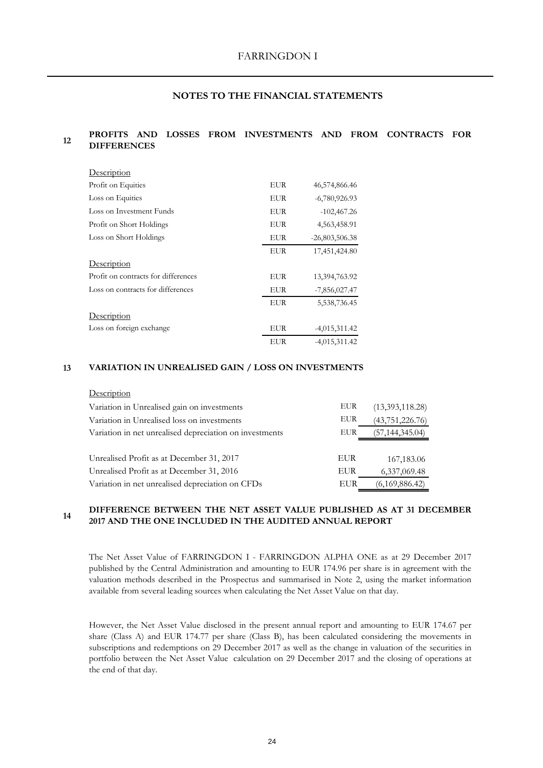## NOTES TO THE FINANCIAL STATEMENTS

### 12 PROFITS AND LOSSES FROM INVESTMENTS AND FROM CONTRACTS FOR DIFFERENCES

| Description | | |
|---|---|---|
| Profit on Equities | EUR | 46,574,866.46 |
| Loss on Equities | EUR | -6,780,926.93 |
| Loss on Investment Funds | EUR | -102,467.26 |
| Profit on Short Holdings | EUR | 4,563,458.91 |
| Loss on Short Holdings | EUR | -26,803,506.38 |
| | EUR | 17,451,424.80 |

| Description | | |
|---|---|---|
| Profit on contracts for differences | EUR | 13,394,763.92 |
| Loss on contracts for differences | EUR | -7,856,027.47 |
| | EUR | 5,538,736.45 |

| Description | | |
|---|---|---|
| Loss on foreign exchange | EUR | -4,015,311.42 |
| | EUR | -4,015,311.42 |

### 13 VARIATION IN UNREALISED GAIN / LOSS ON INVESTMENTS

| Description | | |
|---|---|---|
| Variation in Unrealised gain on investments | EUR | (13,393,118.28) |
| Variation in Unrealised loss on investments | EUR | (43,751,226.76) |
| Variation in net unrealised depreciation on investments | EUR | (57,144,345.04) |

| | | |
|---|---|---|
| Unrealised Profit as at December 31, 2017 | EUR | 167,183.06 |
| Unrealised Profit as at December 31, 2016 | EUR | 6,337,069.48 |
| Variation in net unrealised depreciation on CFDs | EUR | (6,169,886.42) |

### 14 DIFFERENCE BETWEEN THE NET ASSET VALUE PUBLISHED AS AT 31 DECEMBER 2017 AND THE ONE INCLUDED IN THE AUDITED ANNUAL REPORT

The Net Asset Value of FARRINGDON I - FARRINGDON ALPHA ONE as at 29 December 2017 published by the Central Administration and amounting to EUR 174.96 per share is in agreement with the valuation methods described in the Prospectus and summarised in Note 2, using the market information available from several leading sources when calculating the Net Asset Value on that day.

However, the Net Asset Value disclosed in the present annual report and amounting to EUR 174.67 per share (Class A) and EUR 174.77 per share (Class B), has been calculated considering the movements in subscriptions and redemptions on 29 December 2017 as well as the change in valuation of the securities in portfolio between the Net Asset Value calculation on 29 December 2017 and the closing of operations at the end of that day.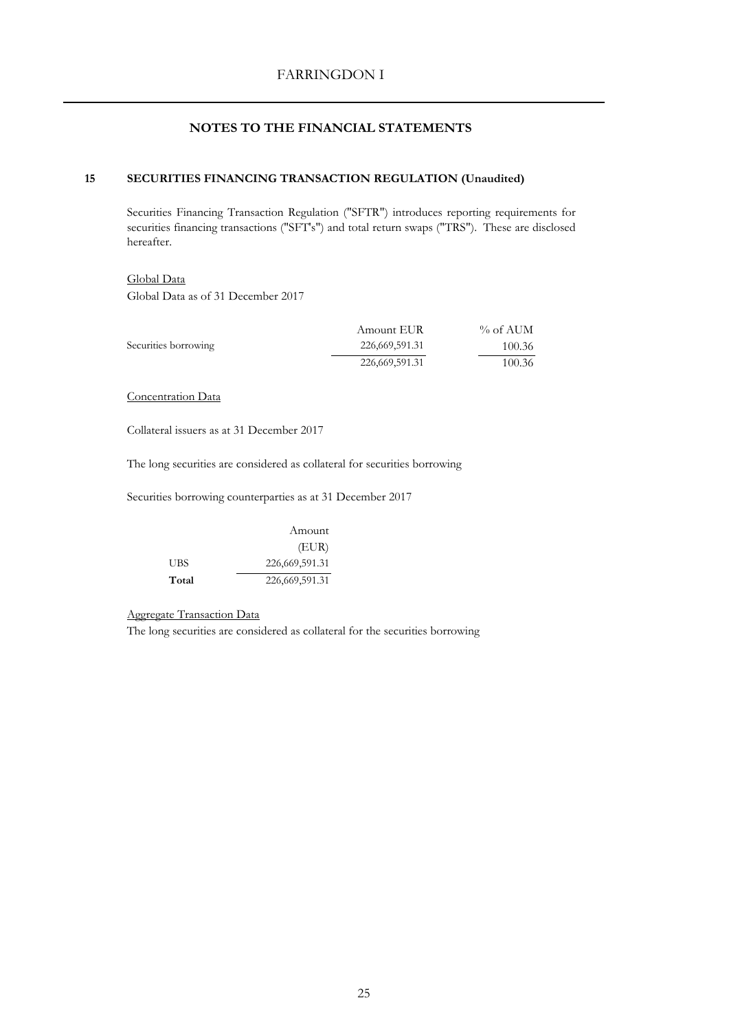## NOTES TO THE FINANCIAL STATEMENTS

### 15 SECURITIES FINANCING TRANSACTION REGULATION (Unaudited)

Securities Financing Transaction Regulation ("SFTR") introduces reporting requirements for securities financing transactions ("SFT's") and total return swaps ("TRS"). These are disclosed hereafter.

Global Data

Global Data as of 31 December 2017

| | Amount EUR | % of AUM |
|---|---|---|
| Securities borrowing | 226,669,591.31 | 100.36 |
| | 226,669,591.31 | 100.36 |

Concentration Data

Collateral issuers as at 31 December 2017

The long securities are considered as collateral for securities borrowing

Securities borrowing counterparties as at 31 December 2017

| | Amount (EUR) |
|---|---|
| UBS | 226,669,591.31 |
| **Total** | 226,669,591.31 |

Aggregate Transaction Data

The long securities are considered as collateral for the securities borrowing